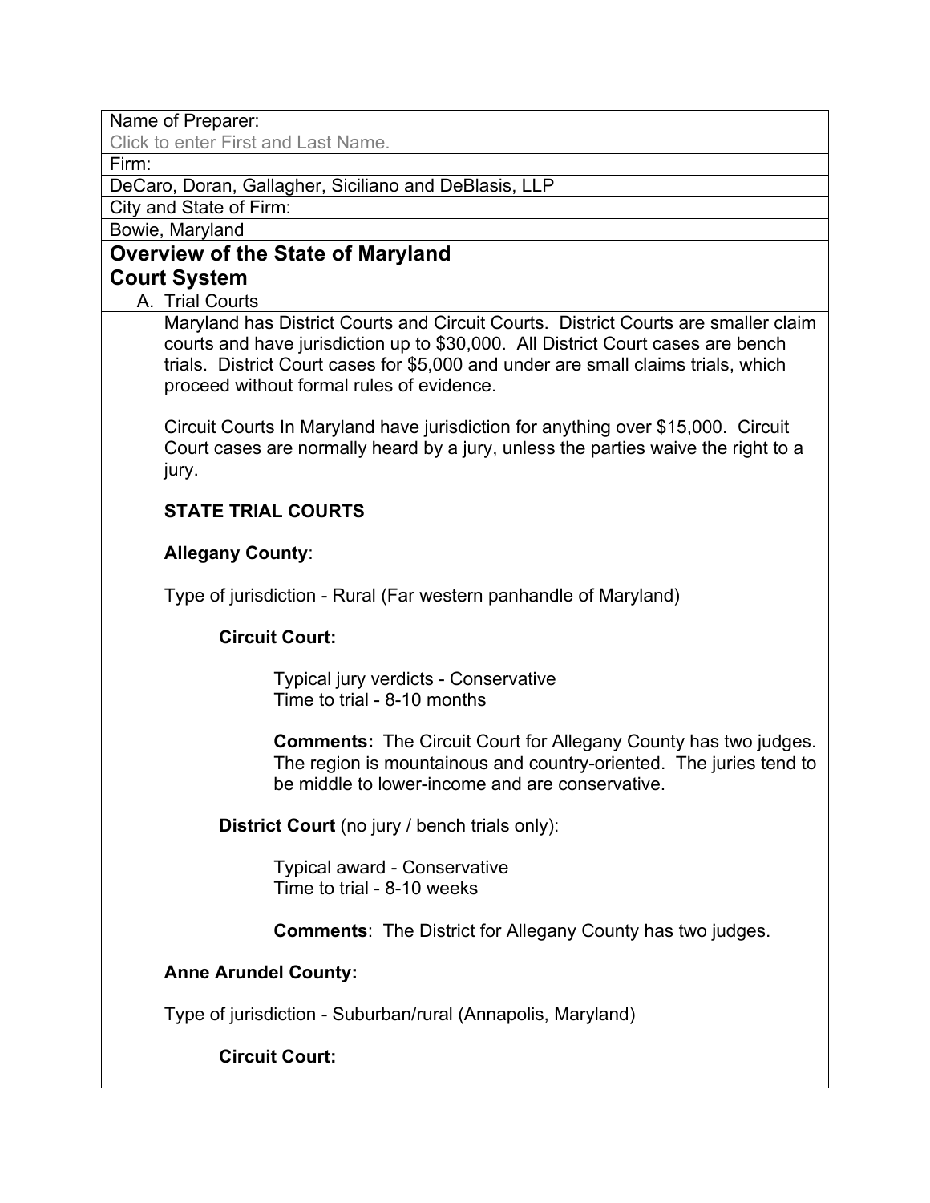Name of Preparer:

Click to enter First and Last Name.

Firm:

DeCaro, Doran, Gallagher, Siciliano and DeBlasis, LLP

City and State of Firm:

Bowie, Maryland

# Overview of the State of Maryland Court System

## A. Trial Courts

Maryland has District Courts and Circuit Courts. District Courts are smaller claim courts and have jurisdiction up to $30,000. All District Court cases are bench trials. District Court cases for $5,000 and under are small claims trials, which proceed without formal rules of evidence.

Circuit Courts In Maryland have jurisdiction for anything over $15,000. Circuit Court cases are normally heard by a jury, unless the parties waive the right to a jury.

**STATE TRIAL COURTS**

**Allegany County**:

Type of jurisdiction - Rural (Far western panhandle of Maryland)

**Circuit Court:**

Typical jury verdicts - Conservative
Time to trial - 8-10 months

**Comments:** The Circuit Court for Allegany County has two judges. The region is mountainous and country-oriented. The juries tend to be middle to lower-income and are conservative.

**District Court** (no jury / bench trials only):

Typical award - Conservative
Time to trial - 8-10 weeks

**Comments**: The District for Allegany County has two judges.

**Anne Arundel County:**

Type of jurisdiction - Suburban/rural (Annapolis, Maryland)

**Circuit Court:**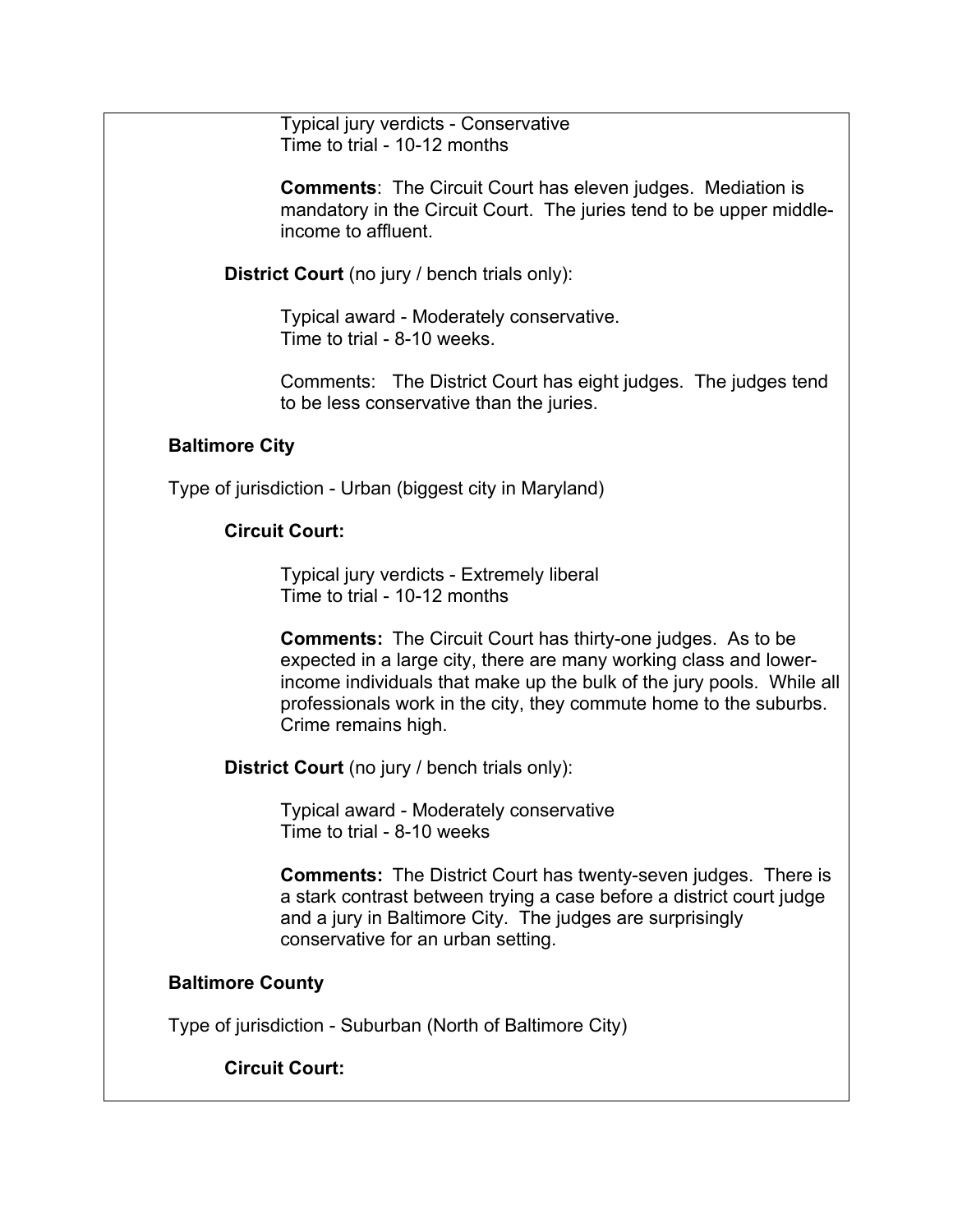Typical jury verdicts - Conservative
Time to trial - 10-12 months

**Comments**: The Circuit Court has eleven judges. Mediation is mandatory in the Circuit Court. The juries tend to be upper middle-income to affluent.

**District Court** (no jury / bench trials only):

Typical award - Moderately conservative.
Time to trial - 8-10 weeks.

Comments: The District Court has eight judges. The judges tend to be less conservative than the juries.

**Baltimore City**

Type of jurisdiction - Urban (biggest city in Maryland)

**Circuit Court:**

Typical jury verdicts - Extremely liberal
Time to trial - 10-12 months

**Comments:** The Circuit Court has thirty-one judges. As to be expected in a large city, there are many working class and lower-income individuals that make up the bulk of the jury pools. While all professionals work in the city, they commute home to the suburbs. Crime remains high.

**District Court** (no jury / bench trials only):

Typical award - Moderately conservative
Time to trial - 8-10 weeks

**Comments:** The District Court has twenty-seven judges. There is a stark contrast between trying a case before a district court judge and a jury in Baltimore City. The judges are surprisingly conservative for an urban setting.

**Baltimore County**

Type of jurisdiction - Suburban (North of Baltimore City)

**Circuit Court:**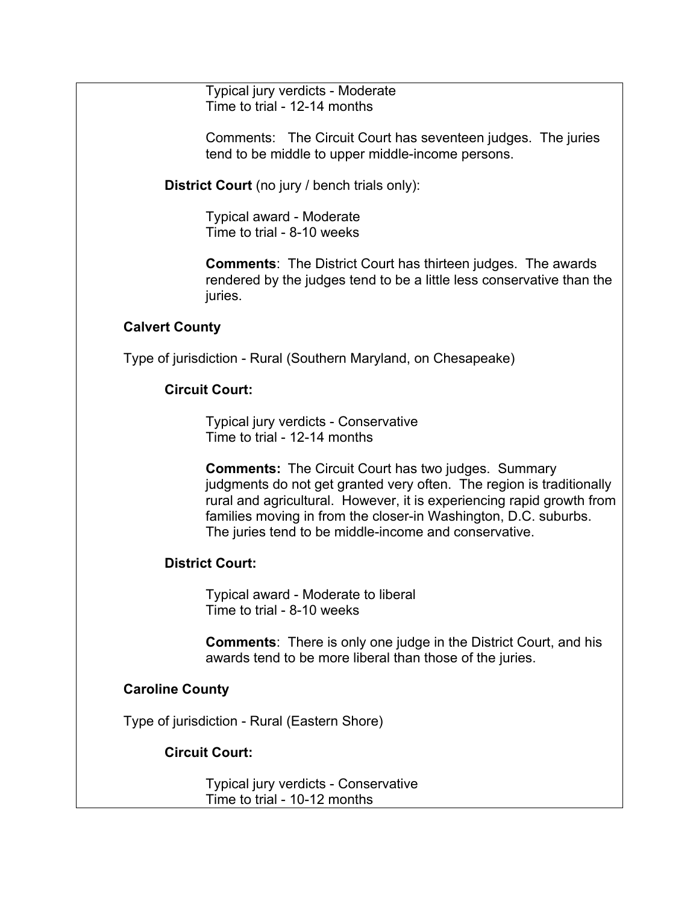Typical jury verdicts - Moderate
Time to trial - 12-14 months

Comments: The Circuit Court has seventeen judges. The juries tend to be middle to upper middle-income persons.

**District Court** (no jury / bench trials only):

Typical award - Moderate
Time to trial - 8-10 weeks

**Comments**: The District Court has thirteen judges. The awards rendered by the judges tend to be a little less conservative than the juries.

### Calvert County

Type of jurisdiction - Rural (Southern Maryland, on Chesapeake)

**Circuit Court:**

Typical jury verdicts - Conservative
Time to trial - 12-14 months

**Comments:** The Circuit Court has two judges. Summary judgments do not get granted very often. The region is traditionally rural and agricultural. However, it is experiencing rapid growth from families moving in from the closer-in Washington, D.C. suburbs. The juries tend to be middle-income and conservative.

**District Court:**

Typical award - Moderate to liberal
Time to trial - 8-10 weeks

**Comments**: There is only one judge in the District Court, and his awards tend to be more liberal than those of the juries.

### Caroline County

Type of jurisdiction - Rural (Eastern Shore)

**Circuit Court:**

Typical jury verdicts - Conservative
Time to trial - 10-12 months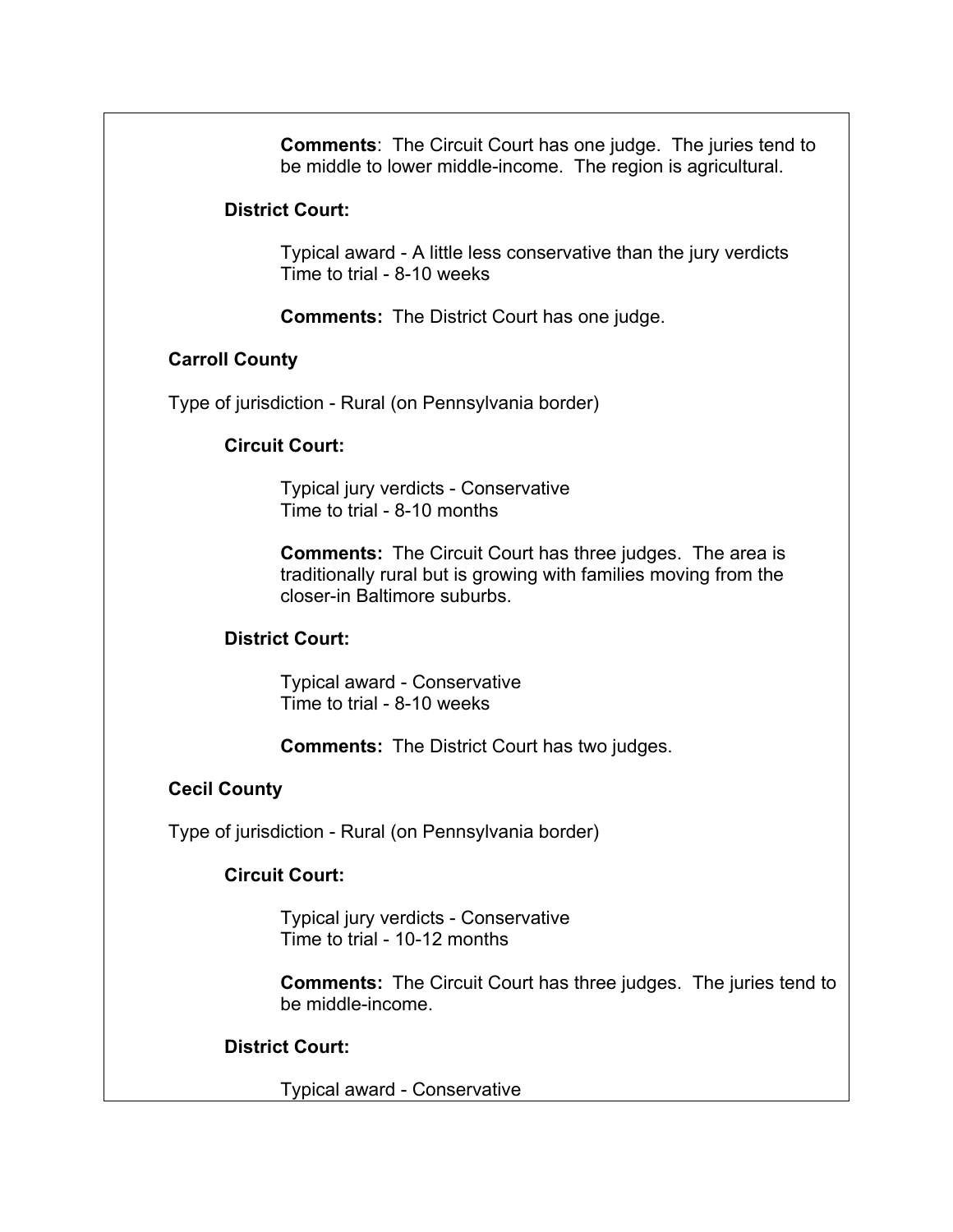**Comments**: The Circuit Court has one judge. The juries tend to be middle to lower middle-income. The region is agricultural.

**District Court:**

Typical award - A little less conservative than the jury verdicts
Time to trial - 8-10 weeks

**Comments:** The District Court has one judge.

**Carroll County**

Type of jurisdiction - Rural (on Pennsylvania border)

**Circuit Court:**

Typical jury verdicts - Conservative
Time to trial - 8-10 months

**Comments:** The Circuit Court has three judges. The area is traditionally rural but is growing with families moving from the closer-in Baltimore suburbs.

**District Court:**

Typical award - Conservative
Time to trial - 8-10 weeks

**Comments:** The District Court has two judges.

**Cecil County**

Type of jurisdiction - Rural (on Pennsylvania border)

**Circuit Court:**

Typical jury verdicts - Conservative
Time to trial - 10-12 months

**Comments:** The Circuit Court has three judges. The juries tend to be middle-income.

**District Court:**

Typical award - Conservative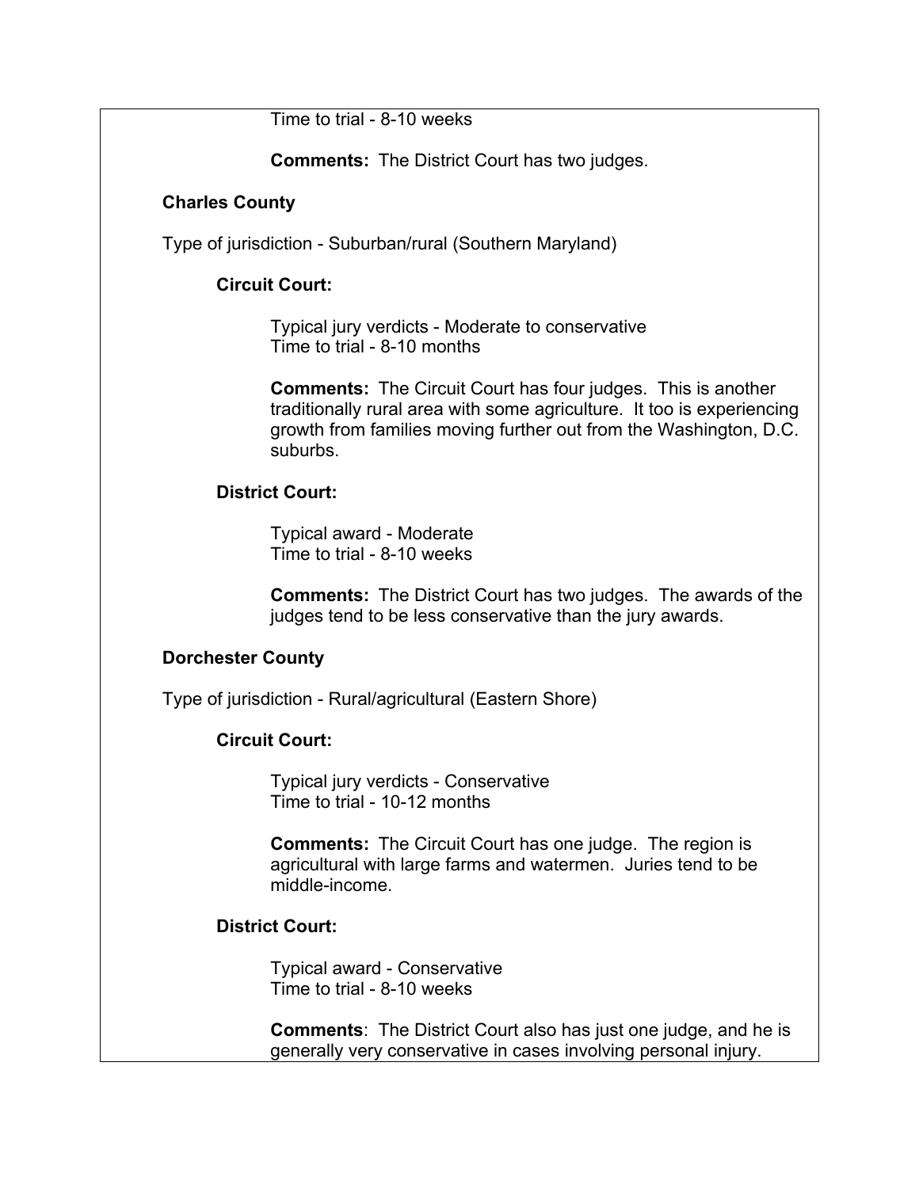Time to trial - 8-10 weeks

**Comments:** The District Court has two judges.

### Charles County

Type of jurisdiction - Suburban/rural (Southern Maryland)

#### Circuit Court:

Typical jury verdicts - Moderate to conservative
Time to trial - 8-10 months

**Comments:** The Circuit Court has four judges. This is another traditionally rural area with some agriculture. It too is experiencing growth from families moving further out from the Washington, D.C. suburbs.

#### District Court:

Typical award - Moderate
Time to trial - 8-10 weeks

**Comments:** The District Court has two judges. The awards of the judges tend to be less conservative than the jury awards.

### Dorchester County

Type of jurisdiction - Rural/agricultural (Eastern Shore)

#### Circuit Court:

Typical jury verdicts - Conservative
Time to trial - 10-12 months

**Comments:** The Circuit Court has one judge. The region is agricultural with large farms and watermen. Juries tend to be middle-income.

#### District Court:

Typical award - Conservative
Time to trial - 8-10 weeks

**Comments**: The District Court also has just one judge, and he is generally very conservative in cases involving personal injury.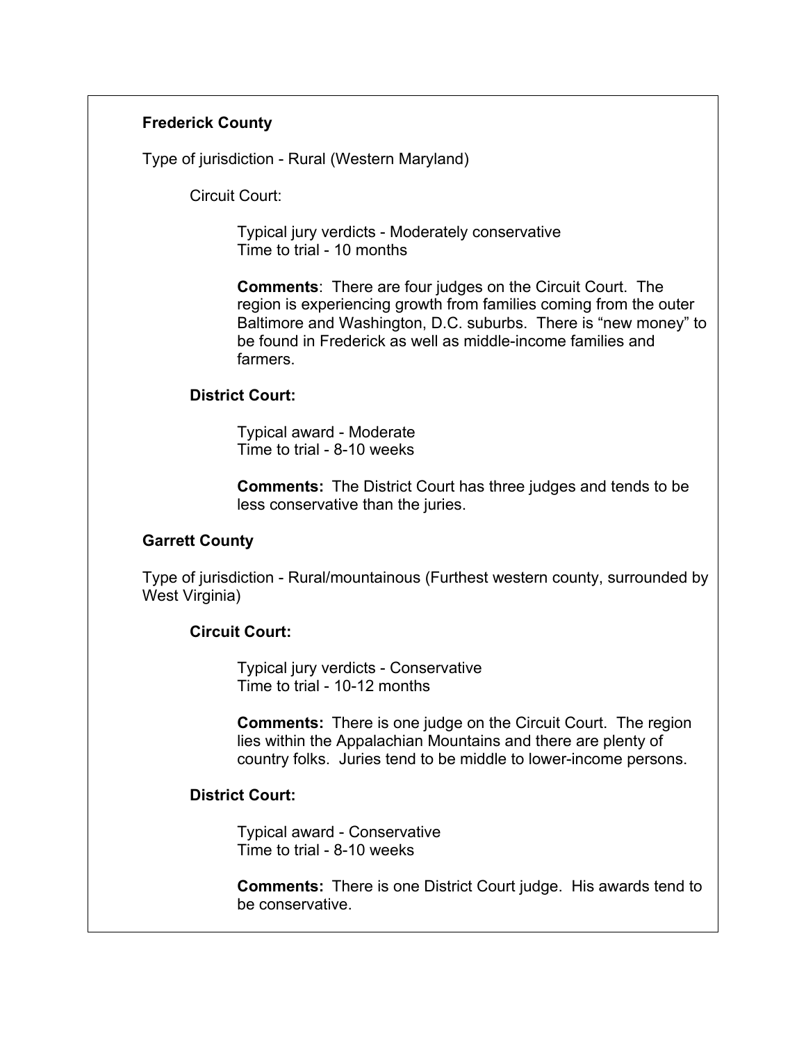**Frederick County**

Type of jurisdiction - Rural (Western Maryland)

Circuit Court:

Typical jury verdicts - Moderately conservative
Time to trial - 10 months

**Comments**: There are four judges on the Circuit Court. The region is experiencing growth from families coming from the outer Baltimore and Washington, D.C. suburbs. There is "new money" to be found in Frederick as well as middle-income families and farmers.

**District Court:**

Typical award - Moderate
Time to trial - 8-10 weeks

**Comments:** The District Court has three judges and tends to be less conservative than the juries.

**Garrett County**

Type of jurisdiction - Rural/mountainous (Furthest western county, surrounded by West Virginia)

**Circuit Court:**

Typical jury verdicts - Conservative
Time to trial - 10-12 months

**Comments:** There is one judge on the Circuit Court. The region lies within the Appalachian Mountains and there are plenty of country folks. Juries tend to be middle to lower-income persons.

**District Court:**

Typical award - Conservative
Time to trial - 8-10 weeks

**Comments:** There is one District Court judge. His awards tend to be conservative.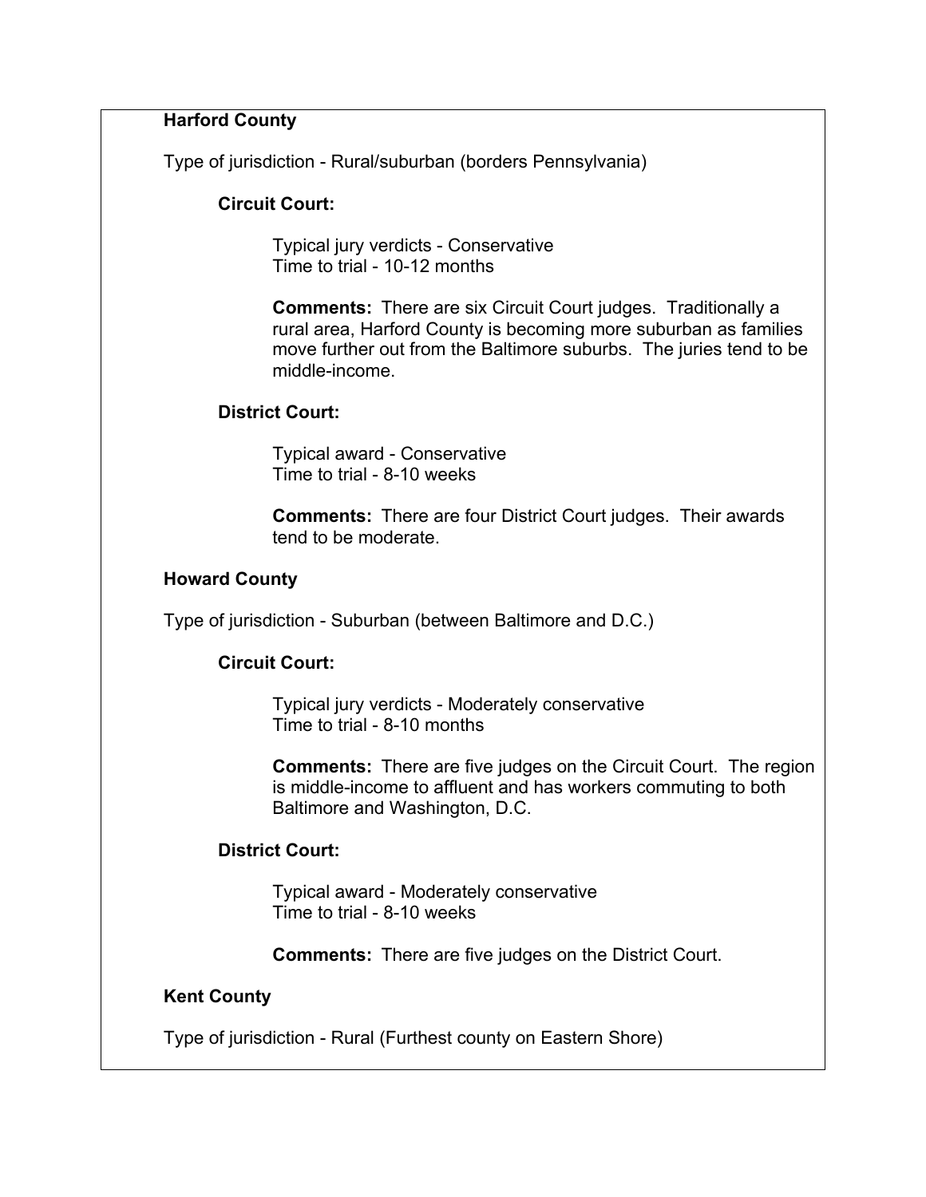**Harford County**

Type of jurisdiction - Rural/suburban (borders Pennsylvania)

**Circuit Court:**

Typical jury verdicts - Conservative
Time to trial - 10-12 months

**Comments:** There are six Circuit Court judges. Traditionally a rural area, Harford County is becoming more suburban as families move further out from the Baltimore suburbs. The juries tend to be middle-income.

**District Court:**

Typical award - Conservative
Time to trial - 8-10 weeks

**Comments:** There are four District Court judges. Their awards tend to be moderate.

**Howard County**

Type of jurisdiction - Suburban (between Baltimore and D.C.)

**Circuit Court:**

Typical jury verdicts - Moderately conservative
Time to trial - 8-10 months

**Comments:** There are five judges on the Circuit Court. The region is middle-income to affluent and has workers commuting to both Baltimore and Washington, D.C.

**District Court:**

Typical award - Moderately conservative
Time to trial - 8-10 weeks

**Comments:** There are five judges on the District Court.

**Kent County**

Type of jurisdiction - Rural (Furthest county on Eastern Shore)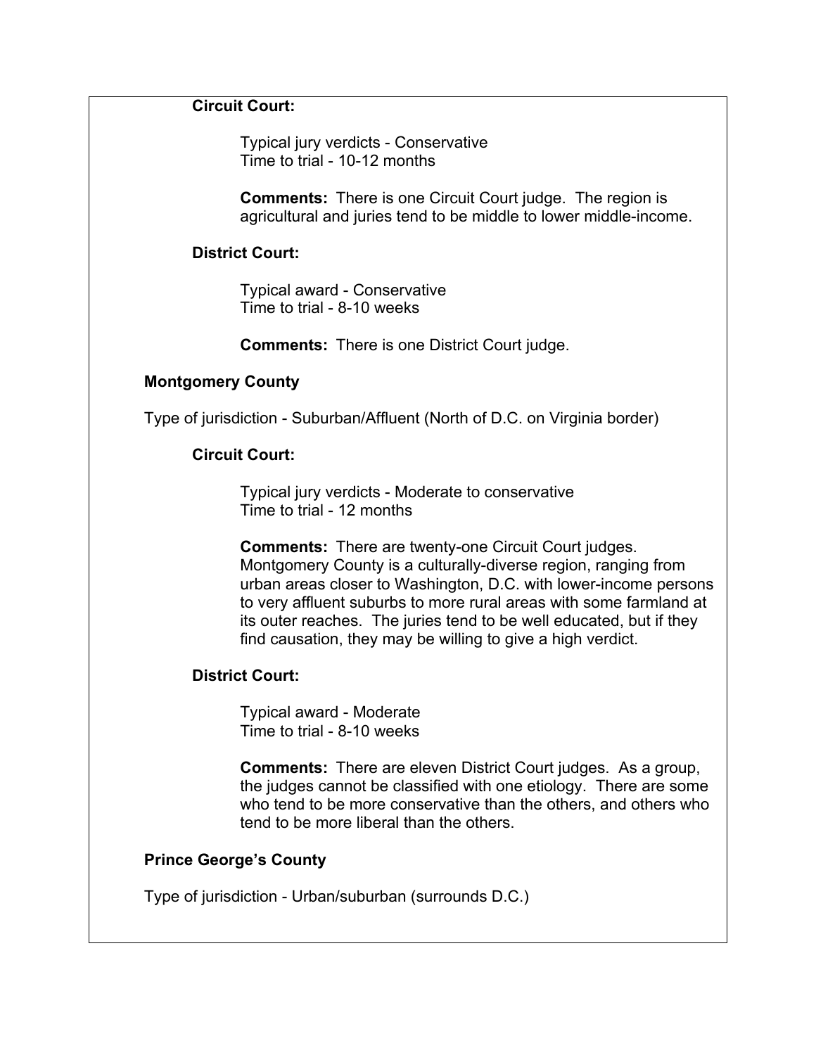**Circuit Court:**

Typical jury verdicts - Conservative
Time to trial - 10-12 months

**Comments:** There is one Circuit Court judge. The region is agricultural and juries tend to be middle to lower middle-income.

**District Court:**

Typical award - Conservative
Time to trial - 8-10 weeks

**Comments:** There is one District Court judge.

**Montgomery County**

Type of jurisdiction - Suburban/Affluent (North of D.C. on Virginia border)

**Circuit Court:**

Typical jury verdicts - Moderate to conservative
Time to trial - 12 months

**Comments:** There are twenty-one Circuit Court judges. Montgomery County is a culturally-diverse region, ranging from urban areas closer to Washington, D.C. with lower-income persons to very affluent suburbs to more rural areas with some farmland at its outer reaches. The juries tend to be well educated, but if they find causation, they may be willing to give a high verdict.

**District Court:**

Typical award - Moderate
Time to trial - 8-10 weeks

**Comments:** There are eleven District Court judges. As a group, the judges cannot be classified with one etiology. There are some who tend to be more conservative than the others, and others who tend to be more liberal than the others.

**Prince George's County**

Type of jurisdiction - Urban/suburban (surrounds D.C.)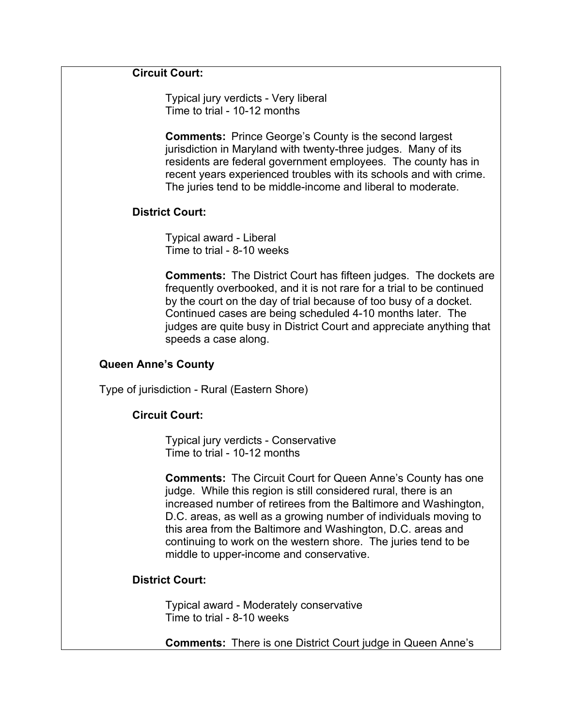**Circuit Court:**

Typical jury verdicts - Very liberal
Time to trial - 10-12 months

**Comments:** Prince George's County is the second largest jurisdiction in Maryland with twenty-three judges. Many of its residents are federal government employees. The county has in recent years experienced troubles with its schools and with crime. The juries tend to be middle-income and liberal to moderate.

**District Court:**

Typical award - Liberal
Time to trial - 8-10 weeks

**Comments:** The District Court has fifteen judges. The dockets are frequently overbooked, and it is not rare for a trial to be continued by the court on the day of trial because of too busy of a docket. Continued cases are being scheduled 4-10 months later. The judges are quite busy in District Court and appreciate anything that speeds a case along.

**Queen Anne's County**

Type of jurisdiction - Rural (Eastern Shore)

**Circuit Court:**

Typical jury verdicts - Conservative
Time to trial - 10-12 months

**Comments:** The Circuit Court for Queen Anne's County has one judge. While this region is still considered rural, there is an increased number of retirees from the Baltimore and Washington, D.C. areas, as well as a growing number of individuals moving to this area from the Baltimore and Washington, D.C. areas and continuing to work on the western shore. The juries tend to be middle to upper-income and conservative.

**District Court:**

Typical award - Moderately conservative
Time to trial - 8-10 weeks

**Comments:** There is one District Court judge in Queen Anne's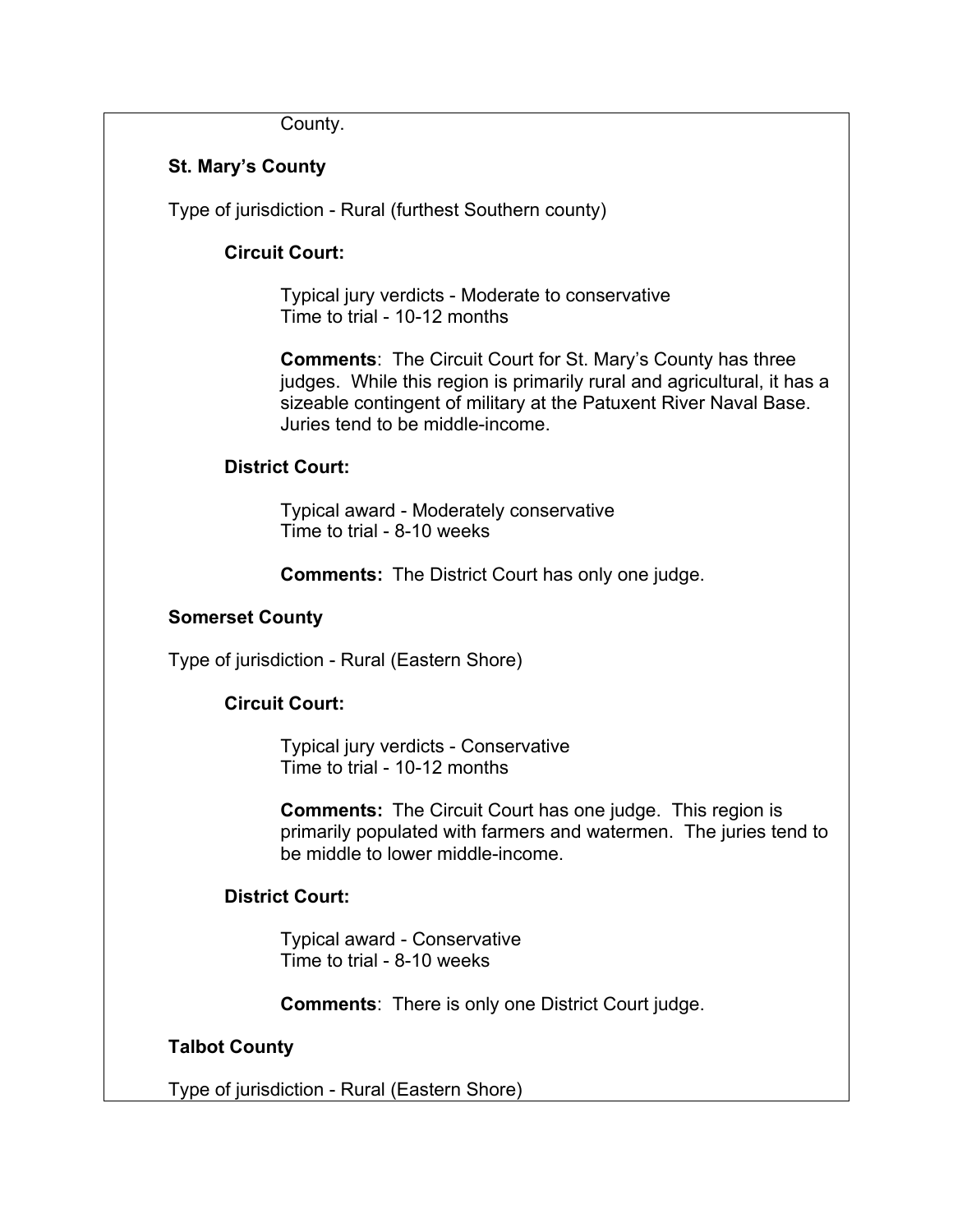County.

**St. Mary's County**

Type of jurisdiction - Rural (furthest Southern county)

**Circuit Court:**

Typical jury verdicts - Moderate to conservative
Time to trial - 10-12 months

**Comments**: The Circuit Court for St. Mary's County has three judges. While this region is primarily rural and agricultural, it has a sizeable contingent of military at the Patuxent River Naval Base. Juries tend to be middle-income.

**District Court:**

Typical award - Moderately conservative
Time to trial - 8-10 weeks

**Comments:** The District Court has only one judge.

**Somerset County**

Type of jurisdiction - Rural (Eastern Shore)

**Circuit Court:**

Typical jury verdicts - Conservative
Time to trial - 10-12 months

**Comments:** The Circuit Court has one judge. This region is primarily populated with farmers and watermen. The juries tend to be middle to lower middle-income.

**District Court:**

Typical award - Conservative
Time to trial - 8-10 weeks

**Comments**: There is only one District Court judge.

**Talbot County**

Type of jurisdiction - Rural (Eastern Shore)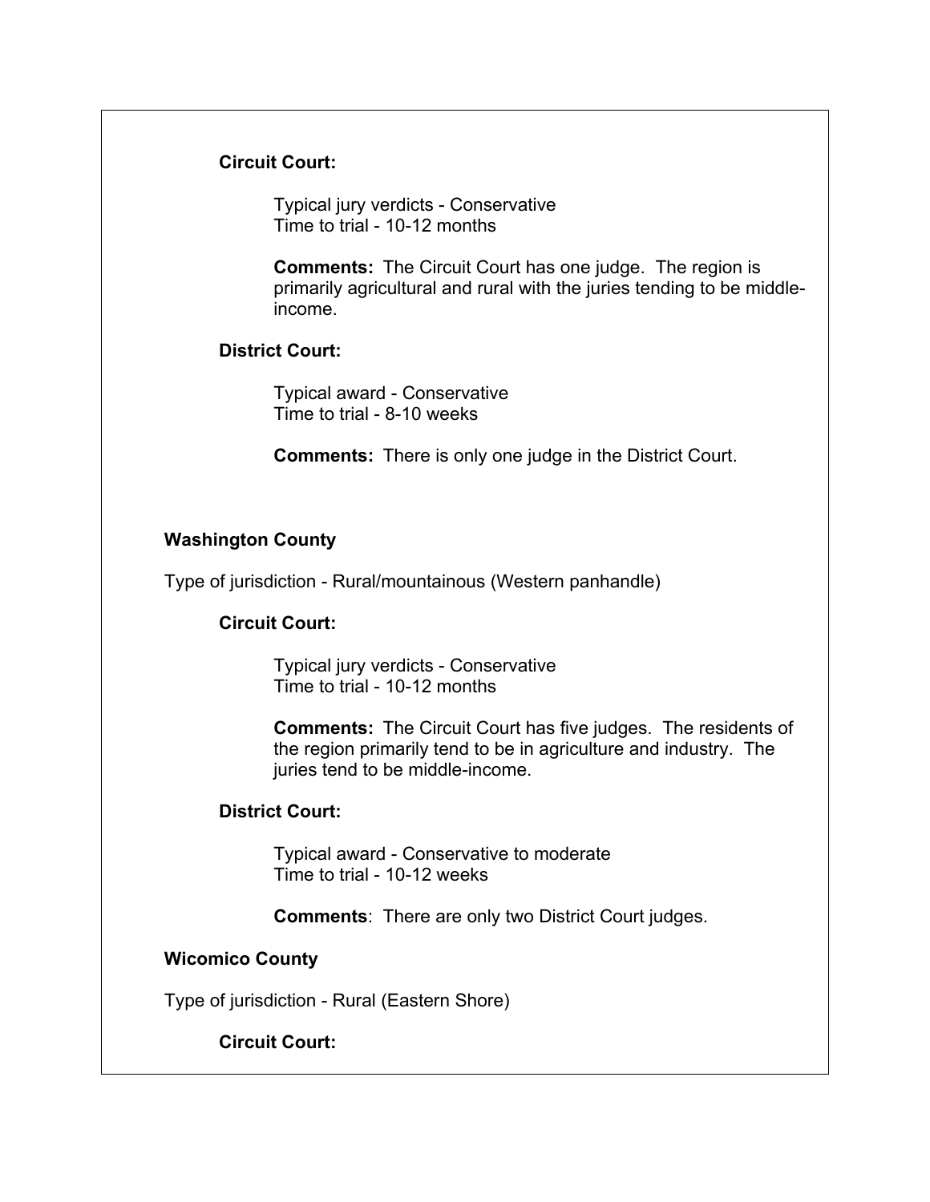**Circuit Court:**

Typical jury verdicts - Conservative
Time to trial - 10-12 months

**Comments:** The Circuit Court has one judge. The region is primarily agricultural and rural with the juries tending to be middle-income.

**District Court:**

Typical award - Conservative
Time to trial - 8-10 weeks

**Comments:** There is only one judge in the District Court.

**Washington County**

Type of jurisdiction - Rural/mountainous (Western panhandle)

**Circuit Court:**

Typical jury verdicts - Conservative
Time to trial - 10-12 months

**Comments:** The Circuit Court has five judges. The residents of the region primarily tend to be in agriculture and industry. The juries tend to be middle-income.

**District Court:**

Typical award - Conservative to moderate
Time to trial - 10-12 weeks

**Comments**: There are only two District Court judges.

**Wicomico County**

Type of jurisdiction - Rural (Eastern Shore)

**Circuit Court:**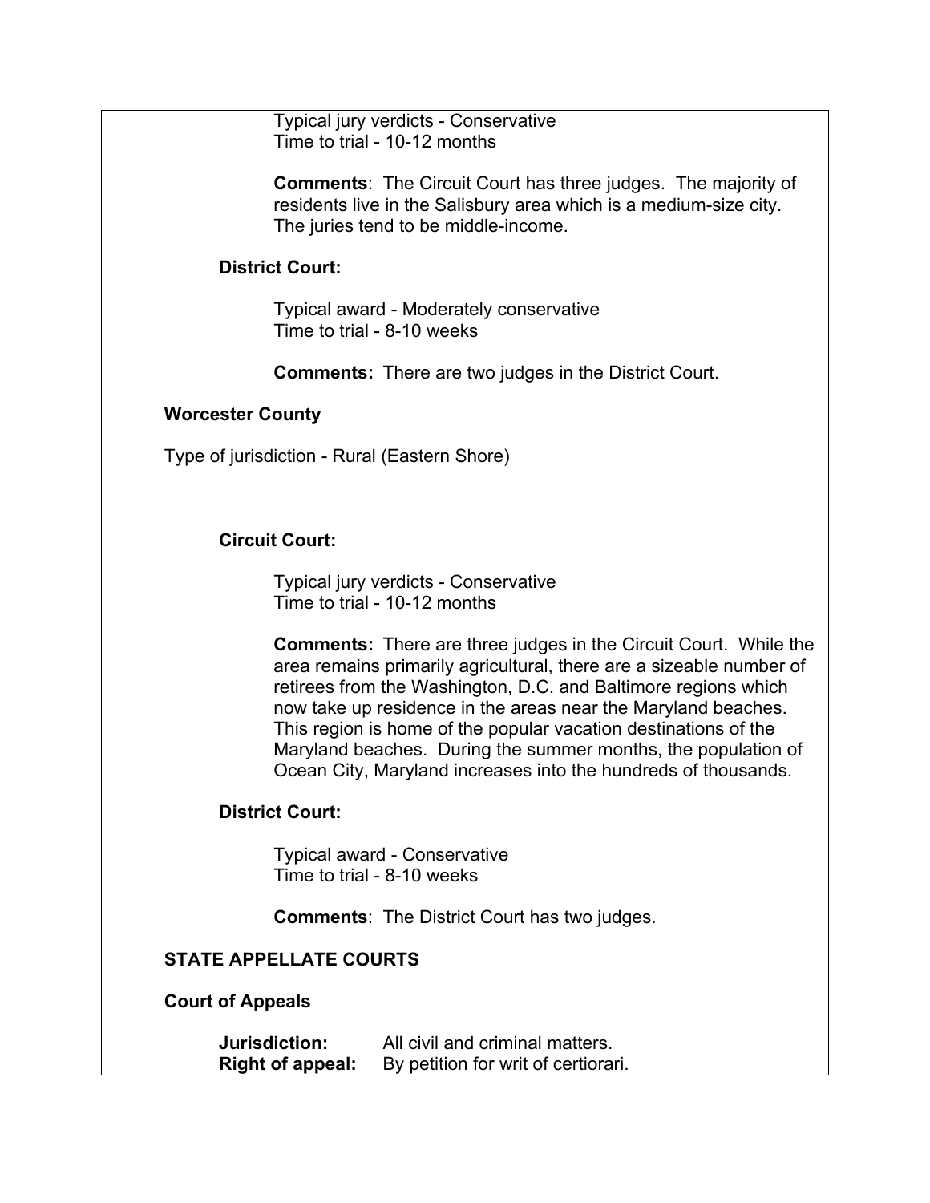Typical jury verdicts - Conservative
Time to trial - 10-12 months

**Comments**: The Circuit Court has three judges. The majority of residents live in the Salisbury area which is a medium-size city. The juries tend to be middle-income.

**District Court:**

Typical award - Moderately conservative
Time to trial - 8-10 weeks

**Comments:** There are two judges in the District Court.

**Worcester County**

Type of jurisdiction - Rural (Eastern Shore)

**Circuit Court:**

Typical jury verdicts - Conservative
Time to trial - 10-12 months

**Comments:** There are three judges in the Circuit Court. While the area remains primarily agricultural, there are a sizeable number of retirees from the Washington, D.C. and Baltimore regions which now take up residence in the areas near the Maryland beaches. This region is home of the popular vacation destinations of the Maryland beaches. During the summer months, the population of Ocean City, Maryland increases into the hundreds of thousands.

**District Court:**

Typical award - Conservative
Time to trial - 8-10 weeks

**Comments**: The District Court has two judges.

**STATE APPELLATE COURTS**

**Court of Appeals**

**Jurisdiction:** All civil and criminal matters.
**Right of appeal:** By petition for writ of certiorari.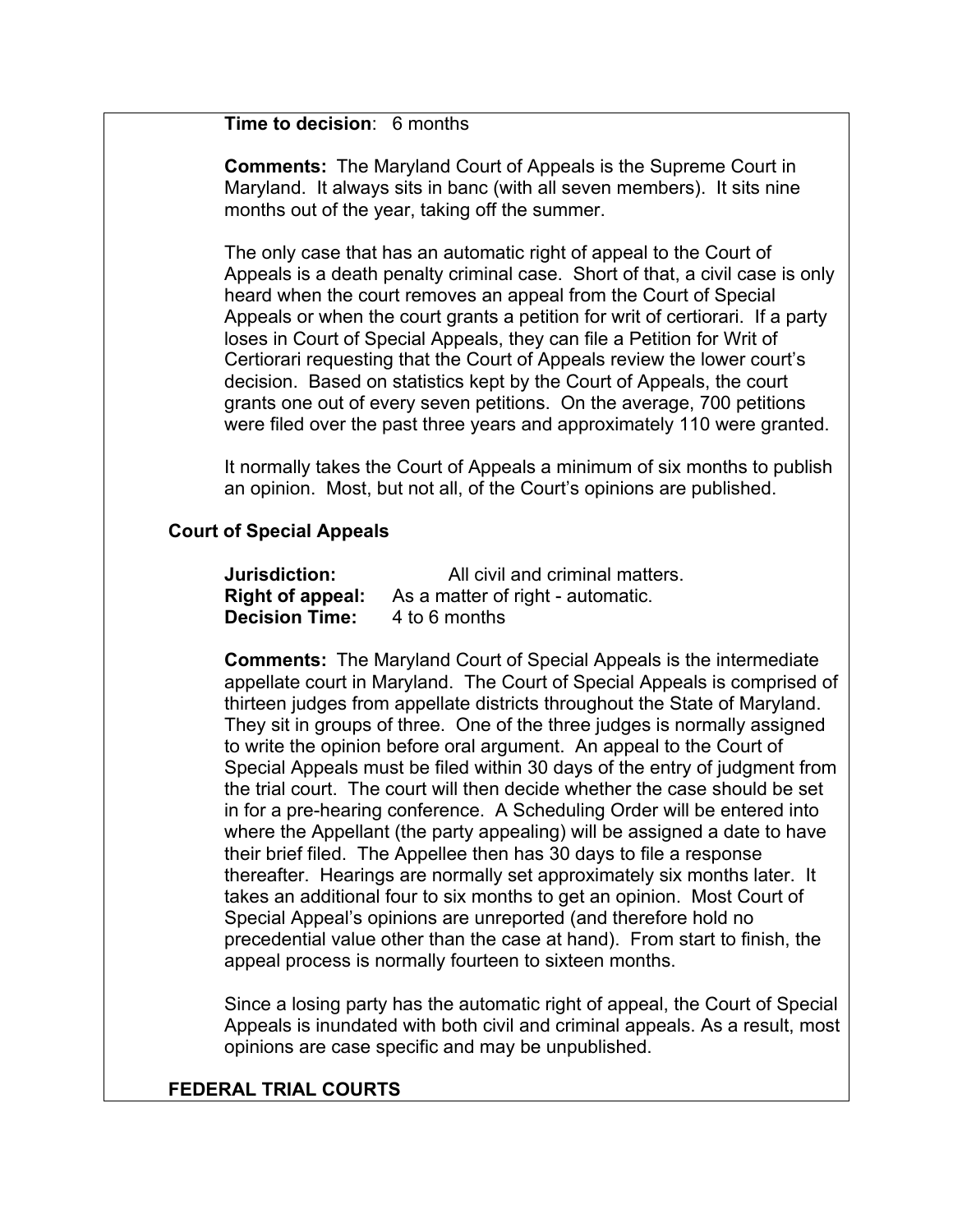**Time to decision**: 6 months

**Comments:** The Maryland Court of Appeals is the Supreme Court in Maryland. It always sits in banc (with all seven members). It sits nine months out of the year, taking off the summer.

The only case that has an automatic right of appeal to the Court of Appeals is a death penalty criminal case. Short of that, a civil case is only heard when the court removes an appeal from the Court of Special Appeals or when the court grants a petition for writ of certiorari. If a party loses in Court of Special Appeals, they can file a Petition for Writ of Certiorari requesting that the Court of Appeals review the lower court's decision. Based on statistics kept by the Court of Appeals, the court grants one out of every seven petitions. On the average, 700 petitions were filed over the past three years and approximately 110 were granted.

It normally takes the Court of Appeals a minimum of six months to publish an opinion. Most, but not all, of the Court's opinions are published.

**Court of Special Appeals**

**Jurisdiction:** All civil and criminal matters.
**Right of appeal:** As a matter of right - automatic.
**Decision Time:** 4 to 6 months

**Comments:** The Maryland Court of Special Appeals is the intermediate appellate court in Maryland. The Court of Special Appeals is comprised of thirteen judges from appellate districts throughout the State of Maryland. They sit in groups of three. One of the three judges is normally assigned to write the opinion before oral argument. An appeal to the Court of Special Appeals must be filed within 30 days of the entry of judgment from the trial court. The court will then decide whether the case should be set in for a pre-hearing conference. A Scheduling Order will be entered into where the Appellant (the party appealing) will be assigned a date to have their brief filed. The Appellee then has 30 days to file a response thereafter. Hearings are normally set approximately six months later. It takes an additional four to six months to get an opinion. Most Court of Special Appeal's opinions are unreported (and therefore hold no precedential value other than the case at hand). From start to finish, the appeal process is normally fourteen to sixteen months.

Since a losing party has the automatic right of appeal, the Court of Special Appeals is inundated with both civil and criminal appeals. As a result, most opinions are case specific and may be unpublished.

**FEDERAL TRIAL COURTS**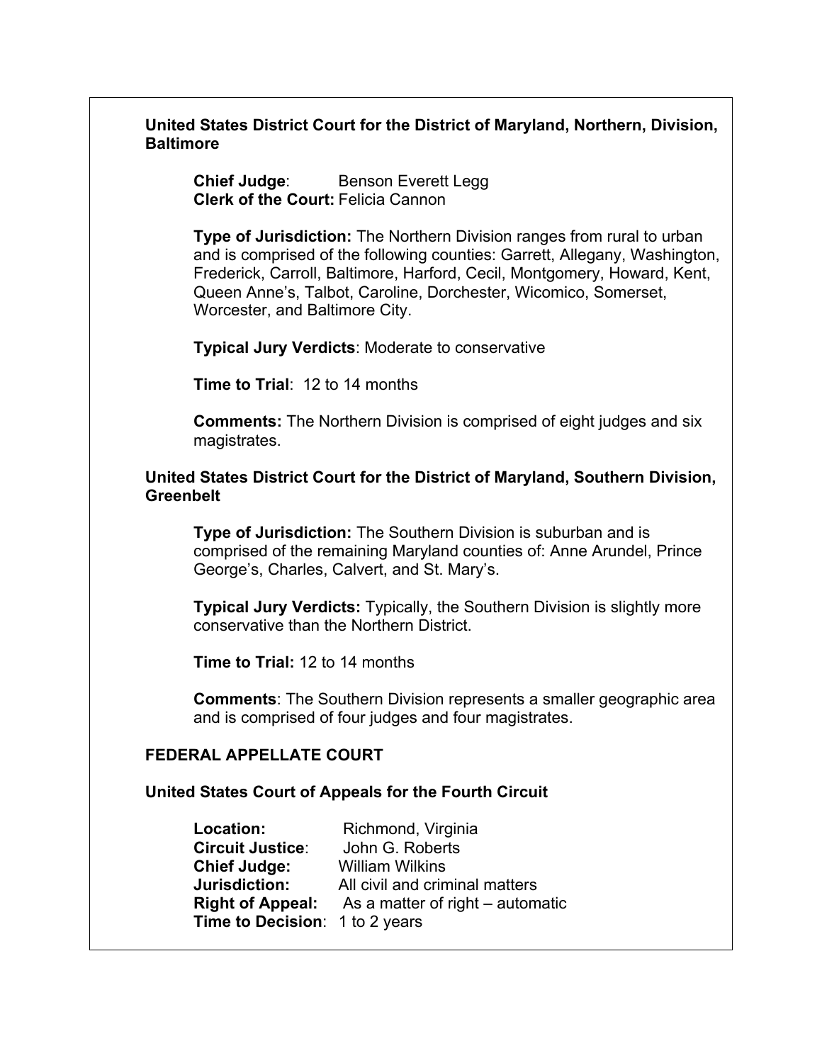**United States District Court for the District of Maryland, Northern, Division, Baltimore**

**Chief Judge**: Benson Everett Legg
**Clerk of the Court:** Felicia Cannon

**Type of Jurisdiction:** The Northern Division ranges from rural to urban and is comprised of the following counties: Garrett, Allegany, Washington, Frederick, Carroll, Baltimore, Harford, Cecil, Montgomery, Howard, Kent, Queen Anne's, Talbot, Caroline, Dorchester, Wicomico, Somerset, Worcester, and Baltimore City.

**Typical Jury Verdicts**: Moderate to conservative

**Time to Trial**: 12 to 14 months

**Comments:** The Northern Division is comprised of eight judges and six magistrates.

**United States District Court for the District of Maryland, Southern Division, Greenbelt**

**Type of Jurisdiction:** The Southern Division is suburban and is comprised of the remaining Maryland counties of: Anne Arundel, Prince George's, Charles, Calvert, and St. Mary's.

**Typical Jury Verdicts:** Typically, the Southern Division is slightly more conservative than the Northern District.

**Time to Trial:** 12 to 14 months

**Comments**: The Southern Division represents a smaller geographic area and is comprised of four judges and four magistrates.

**FEDERAL APPELLATE COURT**

**United States Court of Appeals for the Fourth Circuit**

**Location:** Richmond, Virginia
**Circuit Justice**: John G. Roberts
**Chief Judge:** William Wilkins
**Jurisdiction:** All civil and criminal matters
**Right of Appeal:** As a matter of right – automatic
**Time to Decision**: 1 to 2 years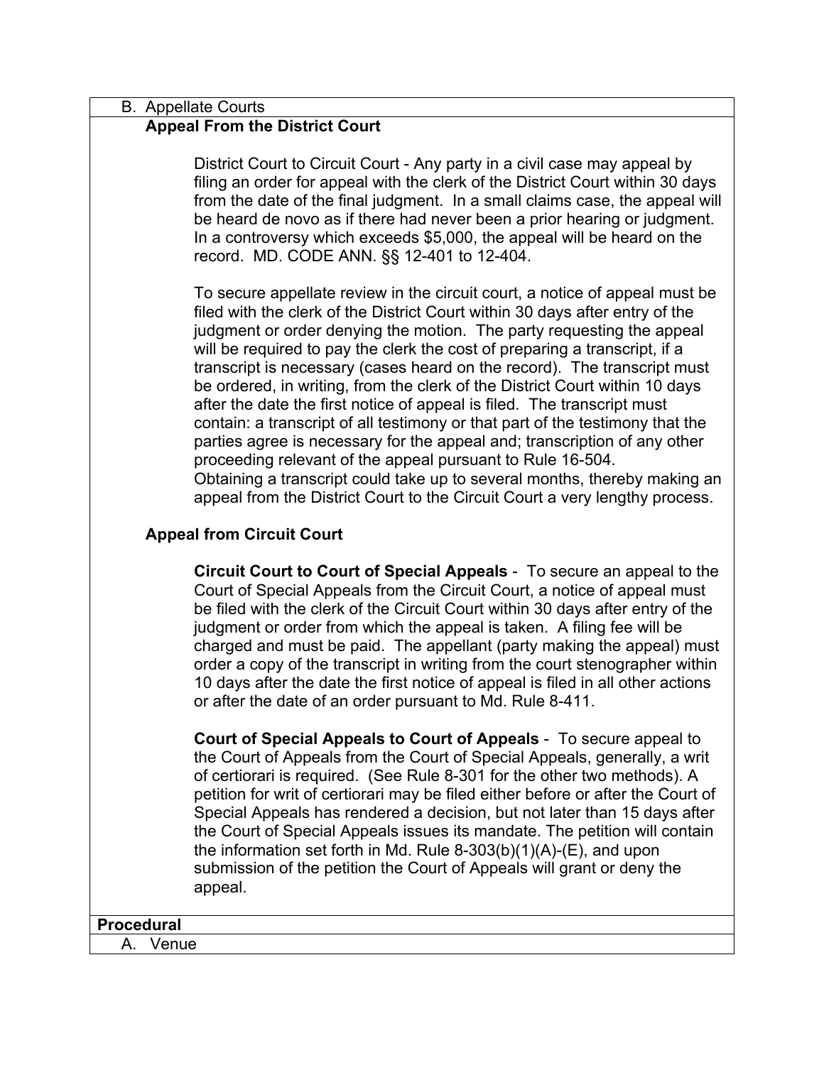B. Appellate Courts

**Appeal From the District Court**

District Court to Circuit Court - Any party in a civil case may appeal by filing an order for appeal with the clerk of the District Court within 30 days from the date of the final judgment. In a small claims case, the appeal will be heard de novo as if there had never been a prior hearing or judgment. In a controversy which exceeds $5,000, the appeal will be heard on the record. MD. CODE ANN. §§ 12-401 to 12-404.

To secure appellate review in the circuit court, a notice of appeal must be filed with the clerk of the District Court within 30 days after entry of the judgment or order denying the motion. The party requesting the appeal will be required to pay the clerk the cost of preparing a transcript, if a transcript is necessary (cases heard on the record). The transcript must be ordered, in writing, from the clerk of the District Court within 10 days after the date the first notice of appeal is filed. The transcript must contain: a transcript of all testimony or that part of the testimony that the parties agree is necessary for the appeal and; transcription of any other proceeding relevant of the appeal pursuant to Rule 16-504.
Obtaining a transcript could take up to several months, thereby making an appeal from the District Court to the Circuit Court a very lengthy process.

**Appeal from Circuit Court**

**Circuit Court to Court of Special Appeals** - To secure an appeal to the Court of Special Appeals from the Circuit Court, a notice of appeal must be filed with the clerk of the Circuit Court within 30 days after entry of the judgment or order from which the appeal is taken. A filing fee will be charged and must be paid. The appellant (party making the appeal) must order a copy of the transcript in writing from the court stenographer within 10 days after the date the first notice of appeal is filed in all other actions or after the date of an order pursuant to Md. Rule 8-411.

**Court of Special Appeals to Court of Appeals** - To secure appeal to the Court of Appeals from the Court of Special Appeals, generally, a writ of certiorari is required. (See Rule 8-301 for the other two methods). A petition for writ of certiorari may be filed either before or after the Court of Special Appeals has rendered a decision, but not later than 15 days after the Court of Special Appeals issues its mandate. The petition will contain the information set forth in Md. Rule 8-303(b)(1)(A)-(E), and upon submission of the petition the Court of Appeals will grant or deny the appeal.

**Procedural**

A. Venue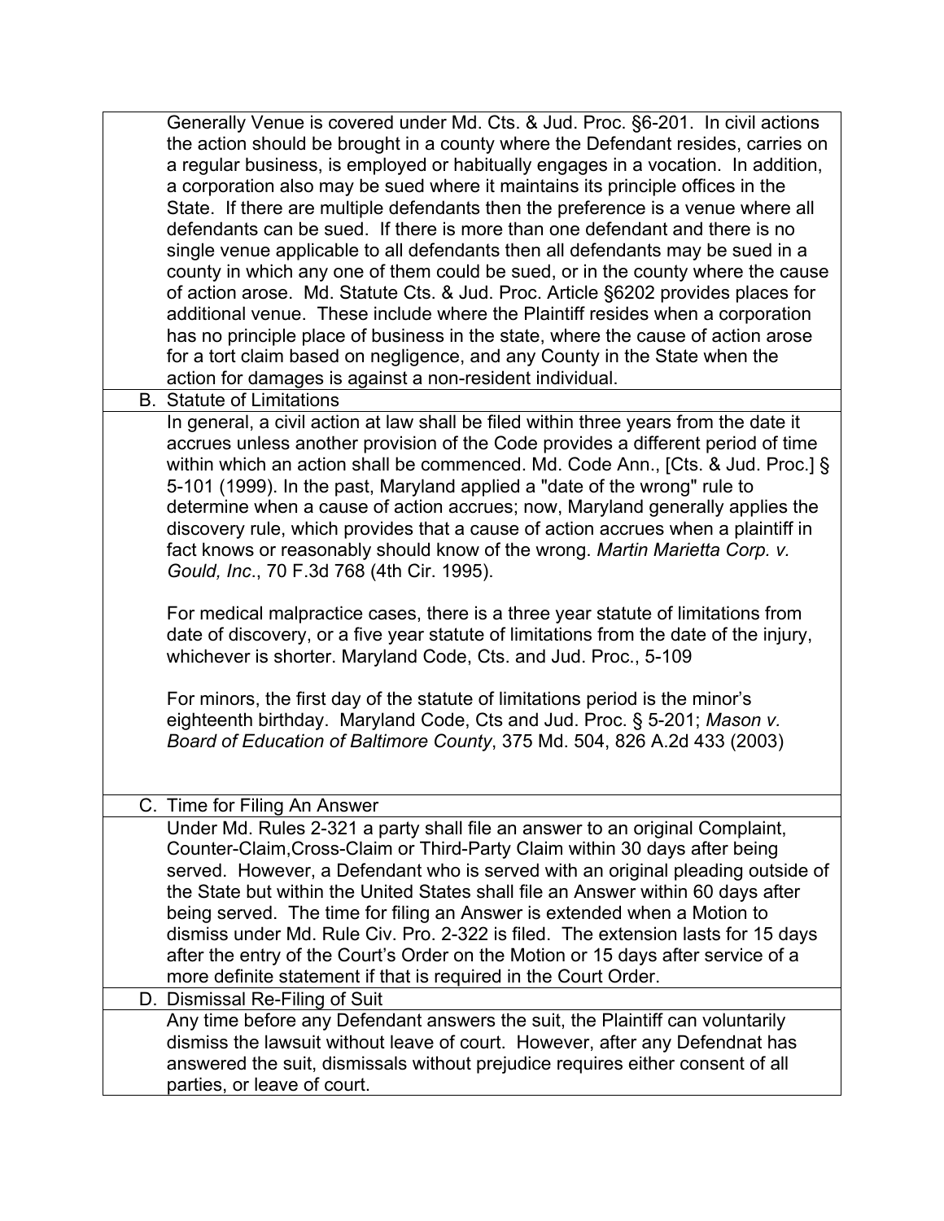Generally Venue is covered under Md. Cts. & Jud. Proc. §6-201. In civil actions the action should be brought in a county where the Defendant resides, carries on a regular business, is employed or habitually engages in a vocation. In addition, a corporation also may be sued where it maintains its principle offices in the State. If there are multiple defendants then the preference is a venue where all defendants can be sued. If there is more than one defendant and there is no single venue applicable to all defendants then all defendants may be sued in a county in which any one of them could be sued, or in the county where the cause of action arose. Md. Statute Cts. & Jud. Proc. Article §6202 provides places for additional venue. These include where the Plaintiff resides when a corporation has no principle place of business in the state, where the cause of action arose for a tort claim based on negligence, and any County in the State when the action for damages is against a non-resident individual.

### B. Statute of Limitations

In general, a civil action at law shall be filed within three years from the date it accrues unless another provision of the Code provides a different period of time within which an action shall be commenced. Md. Code Ann., [Cts. & Jud. Proc.] § 5-101 (1999). In the past, Maryland applied a "date of the wrong" rule to determine when a cause of action accrues; now, Maryland generally applies the discovery rule, which provides that a cause of action accrues when a plaintiff in fact knows or reasonably should know of the wrong. *Martin Marietta Corp. v. Gould, Inc*., 70 F.3d 768 (4th Cir. 1995).

For medical malpractice cases, there is a three year statute of limitations from date of discovery, or a five year statute of limitations from the date of the injury, whichever is shorter. Maryland Code, Cts. and Jud. Proc., 5-109

For minors, the first day of the statute of limitations period is the minor's eighteenth birthday. Maryland Code, Cts and Jud. Proc. § 5-201; *Mason v. Board of Education of Baltimore County*, 375 Md. 504, 826 A.2d 433 (2003)

### C. Time for Filing An Answer

Under Md. Rules 2-321 a party shall file an answer to an original Complaint, Counter-Claim,Cross-Claim or Third-Party Claim within 30 days after being served. However, a Defendant who is served with an original pleading outside of the State but within the United States shall file an Answer within 60 days after being served. The time for filing an Answer is extended when a Motion to dismiss under Md. Rule Civ. Pro. 2-322 is filed. The extension lasts for 15 days after the entry of the Court's Order on the Motion or 15 days after service of a more definite statement if that is required in the Court Order.

### D. Dismissal Re-Filing of Suit

Any time before any Defendant answers the suit, the Plaintiff can voluntarily dismiss the lawsuit without leave of court. However, after any Defendnat has answered the suit, dismissals without prejudice requires either consent of all parties, or leave of court.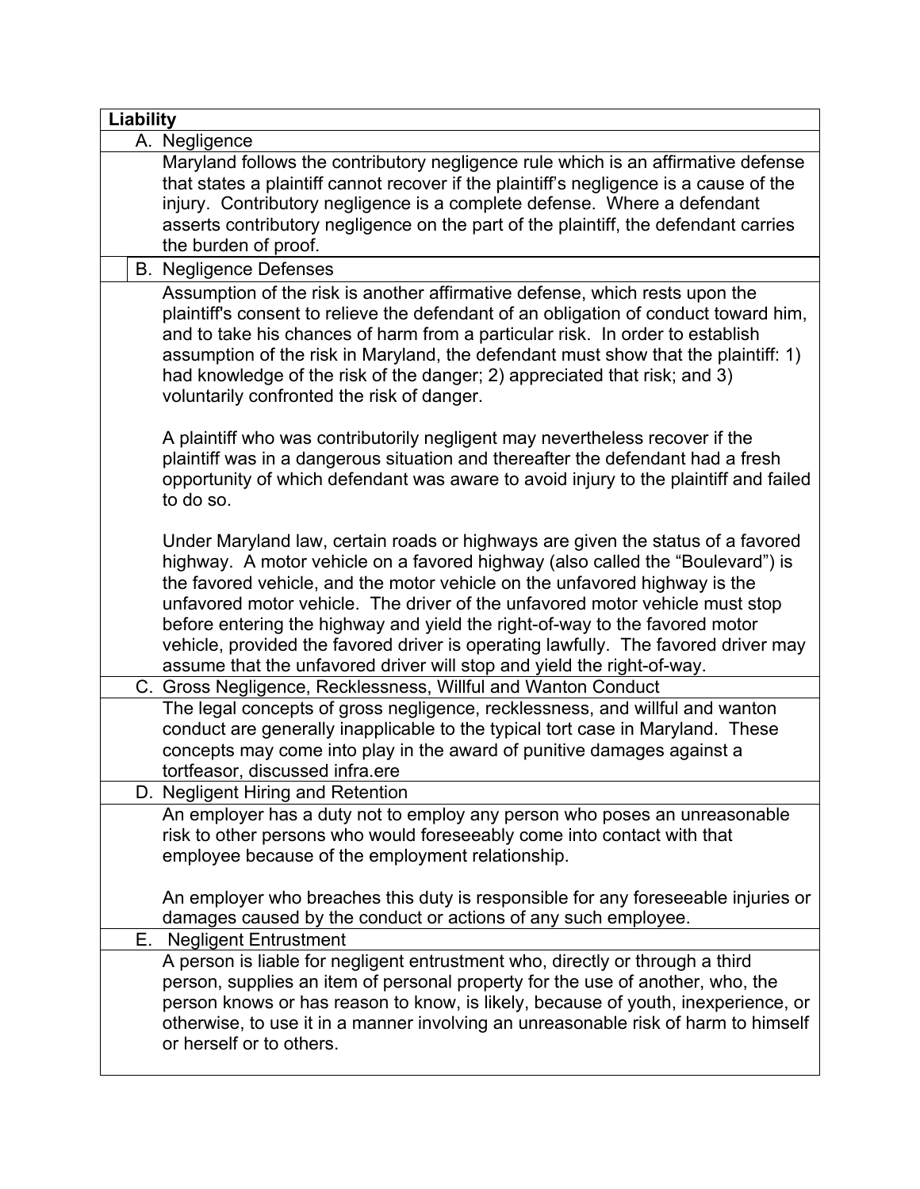| Liability |
| --- |
| A. Negligence |
| Maryland follows the contributory negligence rule which is an affirmative defense that states a plaintiff cannot recover if the plaintiff's negligence is a cause of the injury. Contributory negligence is a complete defense. Where a defendant asserts contributory negligence on the part of the plaintiff, the defendant carries the burden of proof. |
| B. Negligence Defenses |
| Assumption of the risk is another affirmative defense, which rests upon the plaintiff's consent to relieve the defendant of an obligation of conduct toward him, and to take his chances of harm from a particular risk. In order to establish assumption of the risk in Maryland, the defendant must show that the plaintiff: 1) had knowledge of the risk of the danger; 2) appreciated that risk; and 3) voluntarily confronted the risk of danger.<br><br>A plaintiff who was contributorily negligent may nevertheless recover if the plaintiff was in a dangerous situation and thereafter the defendant had a fresh opportunity of which defendant was aware to avoid injury to the plaintiff and failed to do so.<br><br>Under Maryland law, certain roads or highways are given the status of a favored highway. A motor vehicle on a favored highway (also called the "Boulevard") is the favored vehicle, and the motor vehicle on the unfavored highway is the unfavored motor vehicle. The driver of the unfavored motor vehicle must stop before entering the highway and yield the right-of-way to the favored motor vehicle, provided the favored driver is operating lawfully. The favored driver may assume that the unfavored driver will stop and yield the right-of-way. |
| C. Gross Negligence, Recklessness, Willful and Wanton Conduct |
| The legal concepts of gross negligence, recklessness, and willful and wanton conduct are generally inapplicable to the typical tort case in Maryland. These concepts may come into play in the award of punitive damages against a tortfeasor, discussed infra.ere |
| D. Negligent Hiring and Retention |
| An employer has a duty not to employ any person who poses an unreasonable risk to other persons who would foreseeably come into contact with that employee because of the employment relationship.<br><br>An employer who breaches this duty is responsible for any foreseeable injuries or damages caused by the conduct or actions of any such employee. |
| E. Negligent Entrustment |
| A person is liable for negligent entrustment who, directly or through a third person, supplies an item of personal property for the use of another, who, the person knows or has reason to know, is likely, because of youth, inexperience, or otherwise, to use it in a manner involving an unreasonable risk of harm to himself or herself or to others. |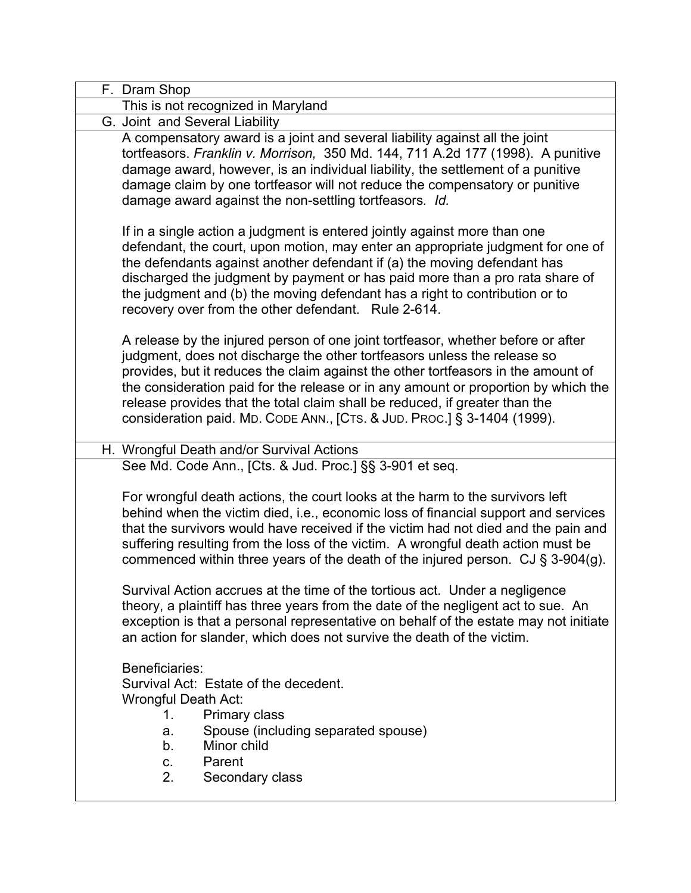| | |
|---|---|
| F. | Dram Shop |
| | This is not recognized in Maryland |
| G. | Joint and Several Liability |
| | A compensatory award is a joint and several liability against all the joint tortfeasors. *Franklin v. Morrison,* 350 Md. 144, 711 A.2d 177 (1998). A punitive damage award, however, is an individual liability, the settlement of a punitive damage claim by one tortfeasor will not reduce the compensatory or punitive damage award against the non-settling tortfeasors. *Id.*<br><br>If in a single action a judgment is entered jointly against more than one defendant, the court, upon motion, may enter an appropriate judgment for one of the defendants against another defendant if (a) the moving defendant has discharged the judgment by payment or has paid more than a pro rata share of the judgment and (b) the moving defendant has a right to contribution or to recovery over from the other defendant. Rule 2-614.<br><br>A release by the injured person of one joint tortfeasor, whether before or after judgment, does not discharge the other tortfeasors unless the release so provides, but it reduces the claim against the other tortfeasors in the amount of the consideration paid for the release or in any amount or proportion by which the release provides that the total claim shall be reduced, if greater than the consideration paid. MD. CODE ANN., [CTS. & JUD. PROC.] § 3-1404 (1999). |
| H. | Wrongful Death and/or Survival Actions |
| | See Md. Code Ann., [Cts. & Jud. Proc.] §§ 3-901 et seq.<br><br>For wrongful death actions, the court looks at the harm to the survivors left behind when the victim died, i.e., economic loss of financial support and services that the survivors would have received if the victim had not died and the pain and suffering resulting from the loss of the victim. A wrongful death action must be commenced within three years of the death of the injured person. CJ § 3-904(g).<br><br>Survival Action accrues at the time of the tortious act. Under a negligence theory, a plaintiff has three years from the date of the negligent act to sue. An exception is that a personal representative on behalf of the estate may not initiate an action for slander, which does not survive the death of the victim.<br><br>Beneficiaries:<br>Survival Act: Estate of the decedent.<br>Wrongful Death Act:<br>1. Primary class<br>a. Spouse (including separated spouse)<br>b. Minor child<br>c. Parent<br>2. Secondary class |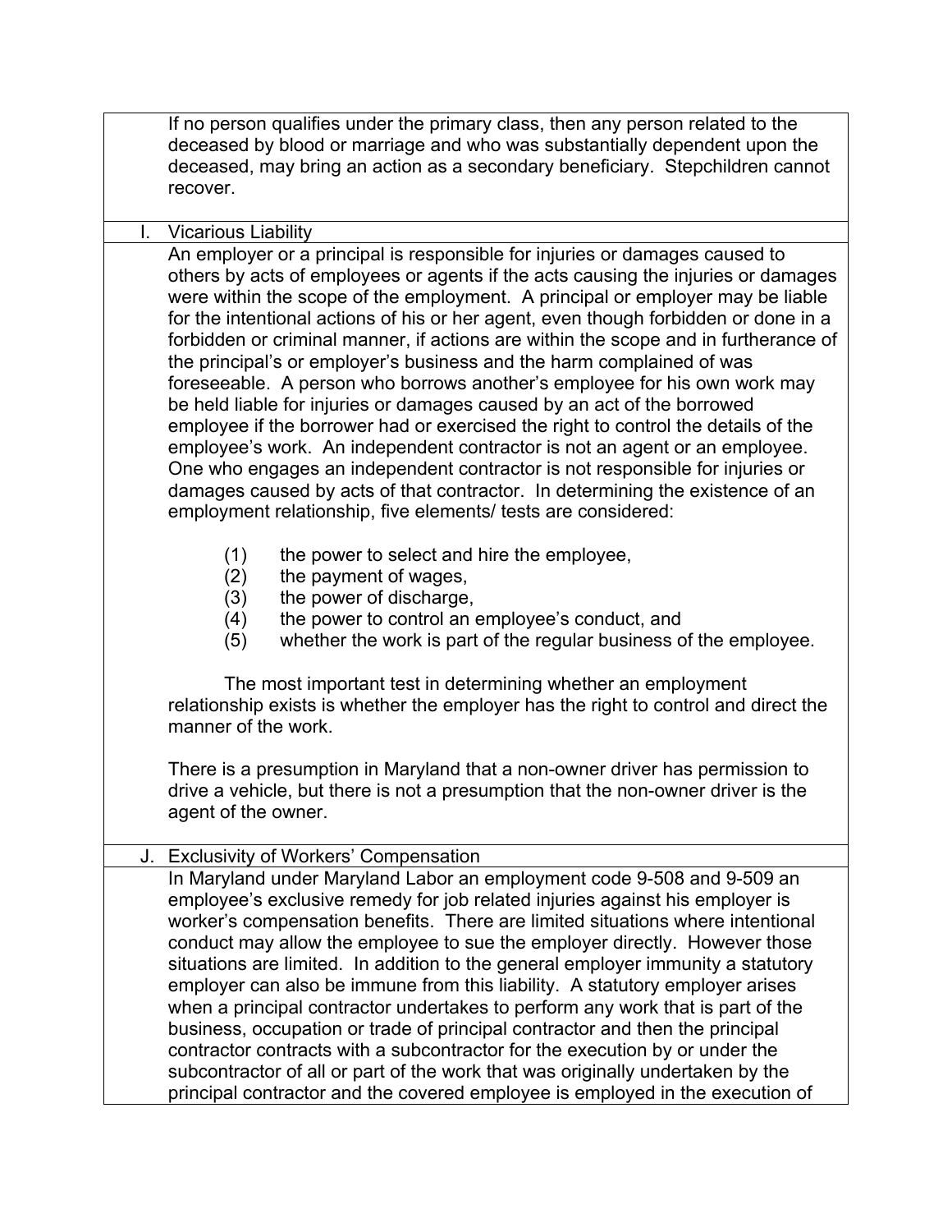If no person qualifies under the primary class, then any person related to the deceased by blood or marriage and who was substantially dependent upon the deceased, may bring an action as a secondary beneficiary. Stepchildren cannot recover.

## I. Vicarious Liability

An employer or a principal is responsible for injuries or damages caused to others by acts of employees or agents if the acts causing the injuries or damages were within the scope of the employment. A principal or employer may be liable for the intentional actions of his or her agent, even though forbidden or done in a forbidden or criminal manner, if actions are within the scope and in furtherance of the principal's or employer's business and the harm complained of was foreseeable. A person who borrows another's employee for his own work may be held liable for injuries or damages caused by an act of the borrowed employee if the borrower had or exercised the right to control the details of the employee's work. An independent contractor is not an agent or an employee. One who engages an independent contractor is not responsible for injuries or damages caused by acts of that contractor. In determining the existence of an employment relationship, five elements/ tests are considered:

(1) the power to select and hire the employee,
(2) the payment of wages,
(3) the power of discharge,
(4) the power to control an employee's conduct, and
(5) whether the work is part of the regular business of the employee.

The most important test in determining whether an employment relationship exists is whether the employer has the right to control and direct the manner of the work.

There is a presumption in Maryland that a non-owner driver has permission to drive a vehicle, but there is not a presumption that the non-owner driver is the agent of the owner.

## J. Exclusivity of Workers' Compensation

In Maryland under Maryland Labor an employment code 9-508 and 9-509 an employee's exclusive remedy for job related injuries against his employer is worker's compensation benefits. There are limited situations where intentional conduct may allow the employee to sue the employer directly. However those situations are limited. In addition to the general employer immunity a statutory employer can also be immune from this liability. A statutory employer arises when a principal contractor undertakes to perform any work that is part of the business, occupation or trade of principal contractor and then the principal contractor contracts with a subcontractor for the execution by or under the subcontractor of all or part of the work that was originally undertaken by the principal contractor and the covered employee is employed in the execution of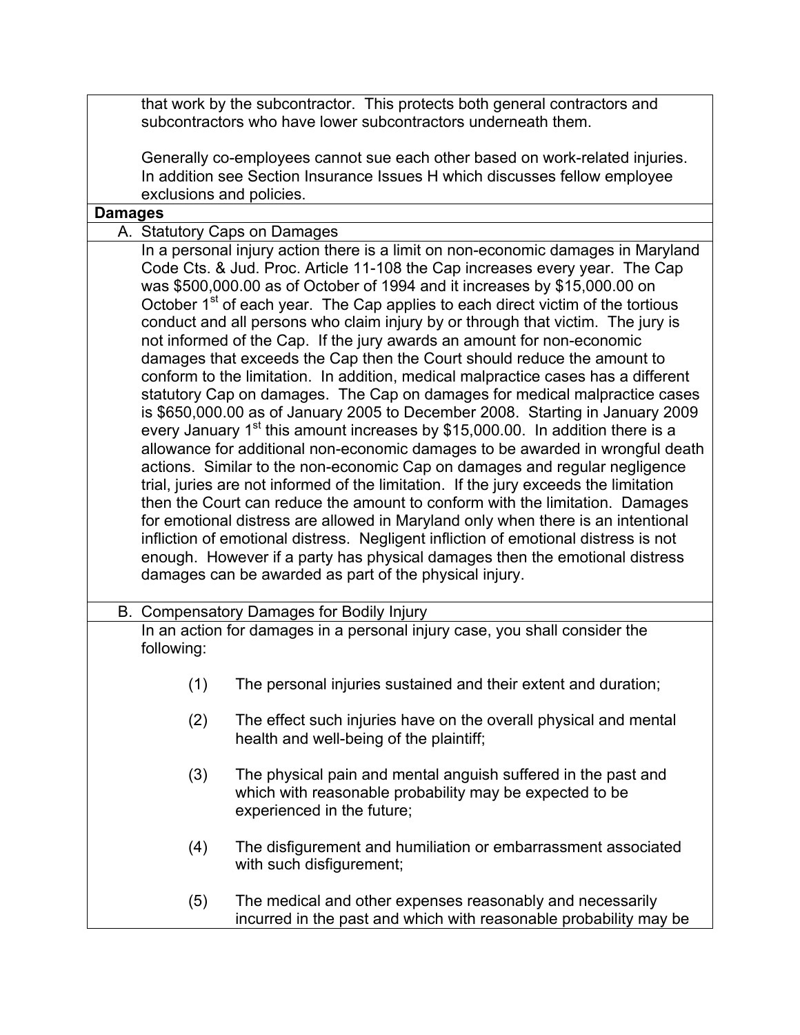that work by the subcontractor. This protects both general contractors and subcontractors who have lower subcontractors underneath them.

Generally co-employees cannot sue each other based on work-related injuries. In addition see Section Insurance Issues H which discusses fellow employee exclusions and policies.

**Damages**

A. Statutory Caps on Damages

In a personal injury action there is a limit on non-economic damages in Maryland Code Cts. & Jud. Proc. Article 11-108 the Cap increases every year. The Cap was $500,000.00 as of October of 1994 and it increases by $15,000.00 on October 1st of each year. The Cap applies to each direct victim of the tortious conduct and all persons who claim injury by or through that victim. The jury is not informed of the Cap. If the jury awards an amount for non-economic damages that exceeds the Cap then the Court should reduce the amount to conform to the limitation. In addition, medical malpractice cases has a different statutory Cap on damages. The Cap on damages for medical malpractice cases is $650,000.00 as of January 2005 to December 2008. Starting in January 2009 every January 1st this amount increases by $15,000.00. In addition there is a allowance for additional non-economic damages to be awarded in wrongful death actions. Similar to the non-economic Cap on damages and regular negligence trial, juries are not informed of the limitation. If the jury exceeds the limitation then the Court can reduce the amount to conform with the limitation. Damages for emotional distress are allowed in Maryland only when there is an intentional infliction of emotional distress. Negligent infliction of emotional distress is not enough. However if a party has physical damages then the emotional distress damages can be awarded as part of the physical injury.

B. Compensatory Damages for Bodily Injury

In an action for damages in a personal injury case, you shall consider the following:

(1) The personal injuries sustained and their extent and duration;

(2) The effect such injuries have on the overall physical and mental health and well-being of the plaintiff;

(3) The physical pain and mental anguish suffered in the past and which with reasonable probability may be expected to be experienced in the future;

(4) The disfigurement and humiliation or embarrassment associated with such disfigurement;

(5) The medical and other expenses reasonably and necessarily incurred in the past and which with reasonable probability may be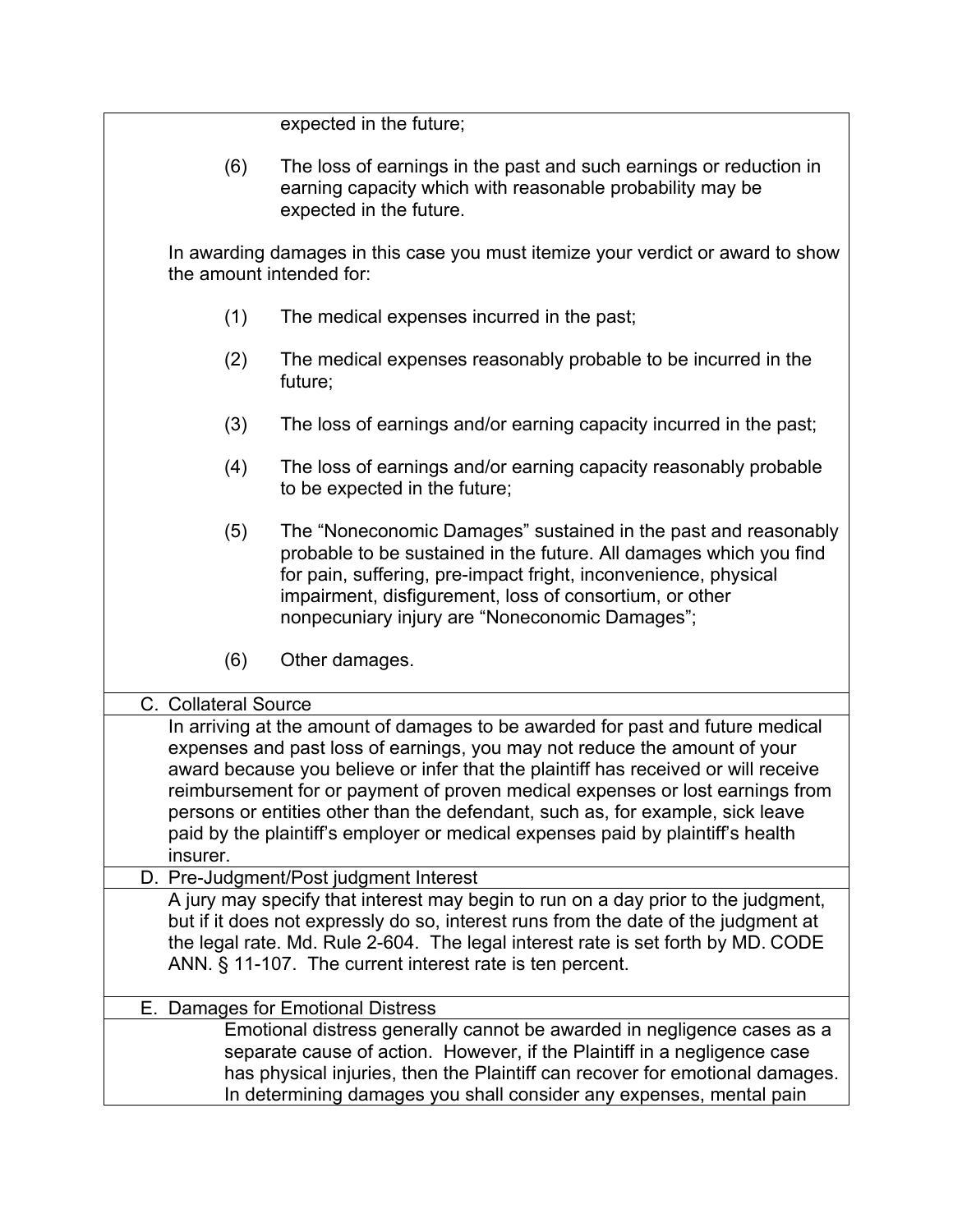expected in the future;

(6) The loss of earnings in the past and such earnings or reduction in earning capacity which with reasonable probability may be expected in the future.

In awarding damages in this case you must itemize your verdict or award to show the amount intended for:

(1) The medical expenses incurred in the past;

(2) The medical expenses reasonably probable to be incurred in the future;

(3) The loss of earnings and/or earning capacity incurred in the past;

(4) The loss of earnings and/or earning capacity reasonably probable to be expected in the future;

(5) The "Noneconomic Damages" sustained in the past and reasonably probable to be sustained in the future. All damages which you find for pain, suffering, pre-impact fright, inconvenience, physical impairment, disfigurement, loss of consortium, or other nonpecuniary injury are "Noneconomic Damages";

(6) Other damages.

## C. Collateral Source

In arriving at the amount of damages to be awarded for past and future medical expenses and past loss of earnings, you may not reduce the amount of your award because you believe or infer that the plaintiff has received or will receive reimbursement for or payment of proven medical expenses or lost earnings from persons or entities other than the defendant, such as, for example, sick leave paid by the plaintiff's employer or medical expenses paid by plaintiff's health insurer.

## D. Pre-Judgment/Post judgment Interest

A jury may specify that interest may begin to run on a day prior to the judgment, but if it does not expressly do so, interest runs from the date of the judgment at the legal rate. Md. Rule 2-604. The legal interest rate is set forth by MD. CODE ANN. § 11-107. The current interest rate is ten percent.

## E. Damages for Emotional Distress

Emotional distress generally cannot be awarded in negligence cases as a separate cause of action. However, if the Plaintiff in a negligence case has physical injuries, then the Plaintiff can recover for emotional damages. In determining damages you shall consider any expenses, mental pain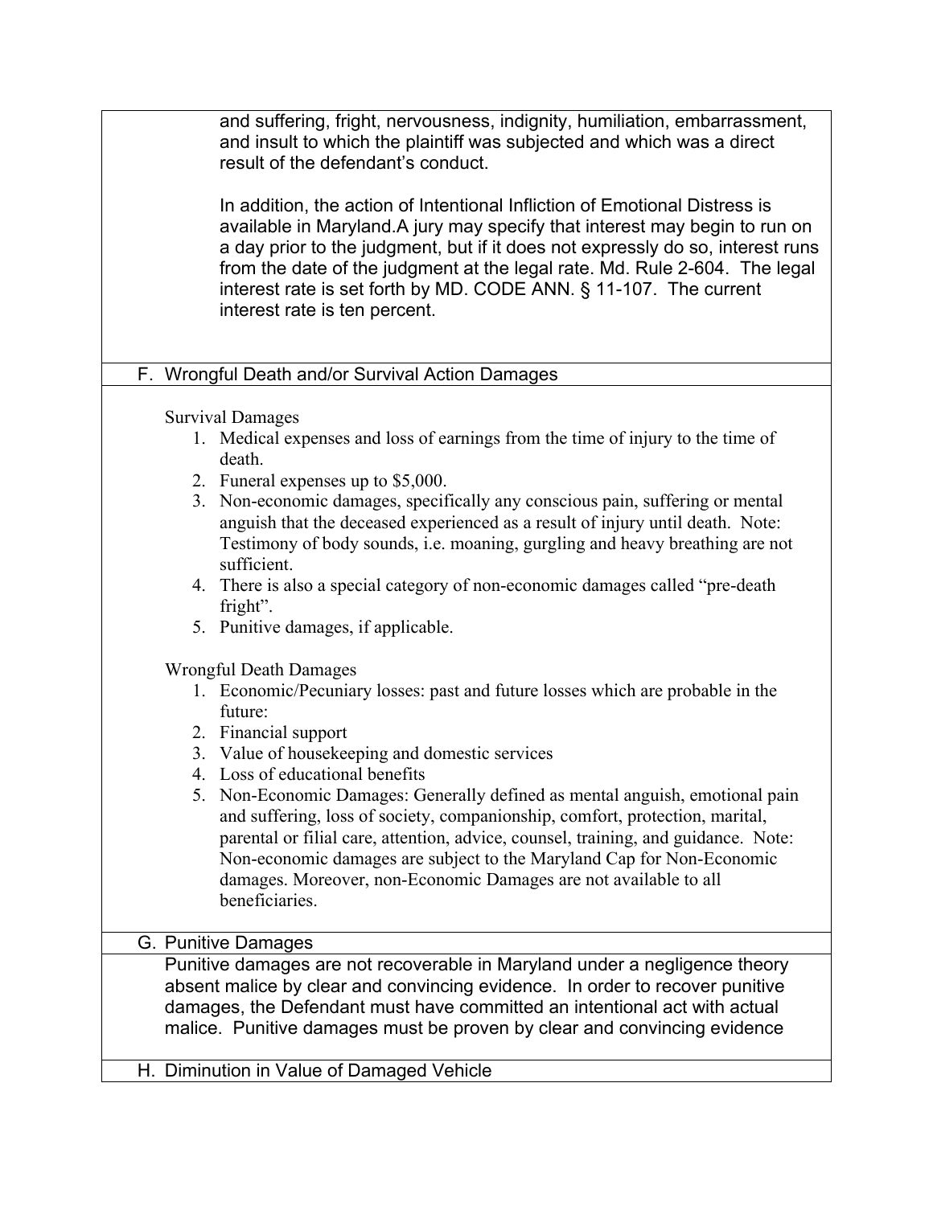and suffering, fright, nervousness, indignity, humiliation, embarrassment, and insult to which the plaintiff was subjected and which was a direct result of the defendant's conduct.

In addition, the action of Intentional Infliction of Emotional Distress is available in Maryland.A jury may specify that interest may begin to run on a day prior to the judgment, but if it does not expressly do so, interest runs from the date of the judgment at the legal rate. Md. Rule 2-604. The legal interest rate is set forth by MD. CODE ANN. § 11-107. The current interest rate is ten percent.

## F. Wrongful Death and/or Survival Action Damages

Survival Damages

1. Medical expenses and loss of earnings from the time of injury to the time of death.
2. Funeral expenses up to $5,000.
3. Non-economic damages, specifically any conscious pain, suffering or mental anguish that the deceased experienced as a result of injury until death. Note: Testimony of body sounds, i.e. moaning, gurgling and heavy breathing are not sufficient.
4. There is also a special category of non-economic damages called "pre-death fright".
5. Punitive damages, if applicable.

Wrongful Death Damages

1. Economic/Pecuniary losses: past and future losses which are probable in the future:
2. Financial support
3. Value of housekeeping and domestic services
4. Loss of educational benefits
5. Non-Economic Damages: Generally defined as mental anguish, emotional pain and suffering, loss of society, companionship, comfort, protection, marital, parental or filial care, attention, advice, counsel, training, and guidance. Note: Non-economic damages are subject to the Maryland Cap for Non-Economic damages. Moreover, non-Economic Damages are not available to all beneficiaries.

## G. Punitive Damages

Punitive damages are not recoverable in Maryland under a negligence theory absent malice by clear and convincing evidence. In order to recover punitive damages, the Defendant must have committed an intentional act with actual malice. Punitive damages must be proven by clear and convincing evidence

## H. Diminution in Value of Damaged Vehicle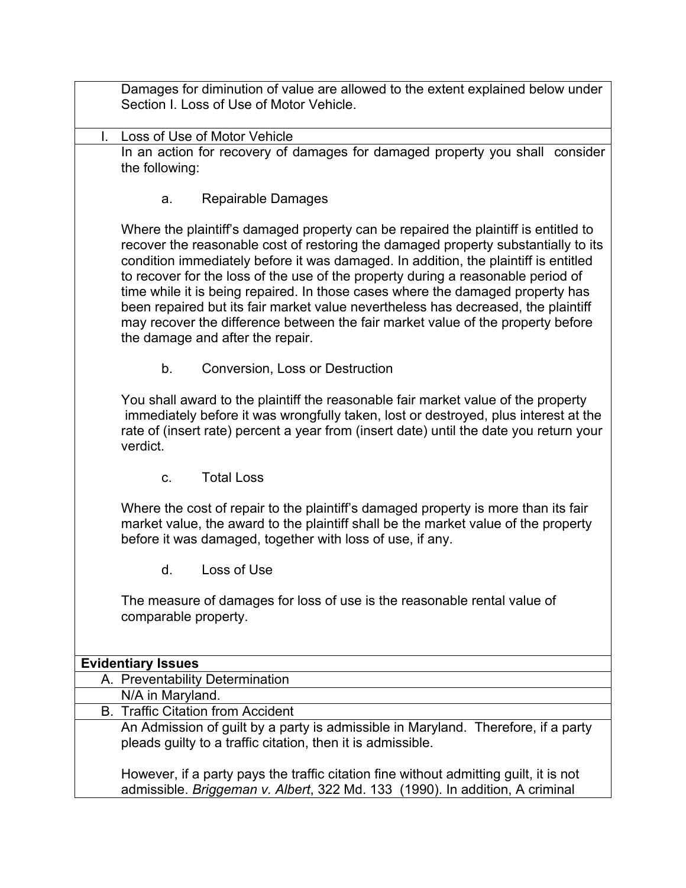Damages for diminution of value are allowed to the extent explained below under Section I. Loss of Use of Motor Vehicle.

I. Loss of Use of Motor Vehicle

In an action for recovery of damages for damaged property you shall consider the following:

a. Repairable Damages

Where the plaintiff's damaged property can be repaired the plaintiff is entitled to recover the reasonable cost of restoring the damaged property substantially to its condition immediately before it was damaged. In addition, the plaintiff is entitled to recover for the loss of the use of the property during a reasonable period of time while it is being repaired. In those cases where the damaged property has been repaired but its fair market value nevertheless has decreased, the plaintiff may recover the difference between the fair market value of the property before the damage and after the repair.

b. Conversion, Loss or Destruction

You shall award to the plaintiff the reasonable fair market value of the property immediately before it was wrongfully taken, lost or destroyed, plus interest at the rate of (insert rate) percent a year from (insert date) until the date you return your verdict.

c. Total Loss

Where the cost of repair to the plaintiff's damaged property is more than its fair market value, the award to the plaintiff shall be the market value of the property before it was damaged, together with loss of use, if any.

d. Loss of Use

The measure of damages for loss of use is the reasonable rental value of comparable property.

**Evidentiary Issues**

A. Preventability Determination

N/A in Maryland.

B. Traffic Citation from Accident

An Admission of guilt by a party is admissible in Maryland. Therefore, if a party pleads guilty to a traffic citation, then it is admissible.

However, if a party pays the traffic citation fine without admitting guilt, it is not admissible. *Briggeman v. Albert*, 322 Md. 133 (1990). In addition, A criminal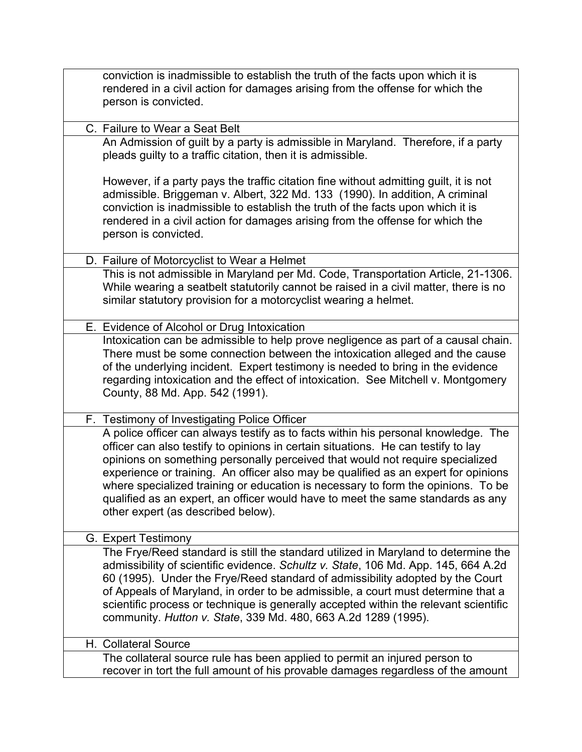conviction is inadmissible to establish the truth of the facts upon which it is rendered in a civil action for damages arising from the offense for which the person is convicted.

C. Failure to Wear a Seat Belt

An Admission of guilt by a party is admissible in Maryland. Therefore, if a party pleads guilty to a traffic citation, then it is admissible.

However, if a party pays the traffic citation fine without admitting guilt, it is not admissible. Briggeman v. Albert, 322 Md. 133 (1990). In addition, A criminal conviction is inadmissible to establish the truth of the facts upon which it is rendered in a civil action for damages arising from the offense for which the person is convicted.

D. Failure of Motorcyclist to Wear a Helmet

This is not admissible in Maryland per Md. Code, Transportation Article, 21-1306. While wearing a seatbelt statutorily cannot be raised in a civil matter, there is no similar statutory provision for a motorcyclist wearing a helmet.

E. Evidence of Alcohol or Drug Intoxication

Intoxication can be admissible to help prove negligence as part of a causal chain. There must be some connection between the intoxication alleged and the cause of the underlying incident. Expert testimony is needed to bring in the evidence regarding intoxication and the effect of intoxication. See Mitchell v. Montgomery County, 88 Md. App. 542 (1991).

F. Testimony of Investigating Police Officer

A police officer can always testify as to facts within his personal knowledge. The officer can also testify to opinions in certain situations. He can testify to lay opinions on something personally perceived that would not require specialized experience or training. An officer also may be qualified as an expert for opinions where specialized training or education is necessary to form the opinions. To be qualified as an expert, an officer would have to meet the same standards as any other expert (as described below).

G. Expert Testimony

The Frye/Reed standard is still the standard utilized in Maryland to determine the admissibility of scientific evidence. *Schultz v. State*, 106 Md. App. 145, 664 A.2d 60 (1995). Under the Frye/Reed standard of admissibility adopted by the Court of Appeals of Maryland, in order to be admissible, a court must determine that a scientific process or technique is generally accepted within the relevant scientific community. *Hutton v. State*, 339 Md. 480, 663 A.2d 1289 (1995).

H. Collateral Source

The collateral source rule has been applied to permit an injured person to recover in tort the full amount of his provable damages regardless of the amount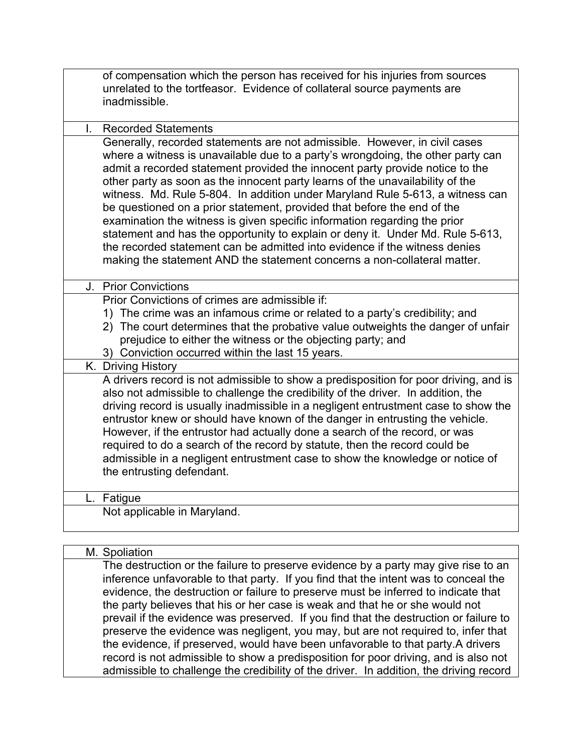of compensation which the person has received for his injuries from sources unrelated to the tortfeasor. Evidence of collateral source payments are inadmissible.

## I. Recorded Statements

Generally, recorded statements are not admissible. However, in civil cases where a witness is unavailable due to a party's wrongdoing, the other party can admit a recorded statement provided the innocent party provide notice to the other party as soon as the innocent party learns of the unavailability of the witness. Md. Rule 5-804. In addition under Maryland Rule 5-613, a witness can be questioned on a prior statement, provided that before the end of the examination the witness is given specific information regarding the prior statement and has the opportunity to explain or deny it. Under Md. Rule 5-613, the recorded statement can be admitted into evidence if the witness denies making the statement AND the statement concerns a non-collateral matter.

## J. Prior Convictions

Prior Convictions of crimes are admissible if:

1) The crime was an infamous crime or related to a party's credibility; and
2) The court determines that the probative value outweights the danger of unfair prejudice to either the witness or the objecting party; and
3) Conviction occurred within the last 15 years.

## K. Driving History

A drivers record is not admissible to show a predisposition for poor driving, and is also not admissible to challenge the credibility of the driver. In addition, the driving record is usually inadmissible in a negligent entrustment case to show the entrustor knew or should have known of the danger in entrusting the vehicle. However, if the entrustor had actually done a search of the record, or was required to do a search of the record by statute, then the record could be admissible in a negligent entrustment case to show the knowledge or notice of the entrusting defendant.

## L. Fatigue

Not applicable in Maryland.

## M. Spoliation

The destruction or the failure to preserve evidence by a party may give rise to an inference unfavorable to that party. If you find that the intent was to conceal the evidence, the destruction or failure to preserve must be inferred to indicate that the party believes that his or her case is weak and that he or she would not prevail if the evidence was preserved. If you find that the destruction or failure to preserve the evidence was negligent, you may, but are not required to, infer that the evidence, if preserved, would have been unfavorable to that party.A drivers record is not admissible to show a predisposition for poor driving, and is also not admissible to challenge the credibility of the driver. In addition, the driving record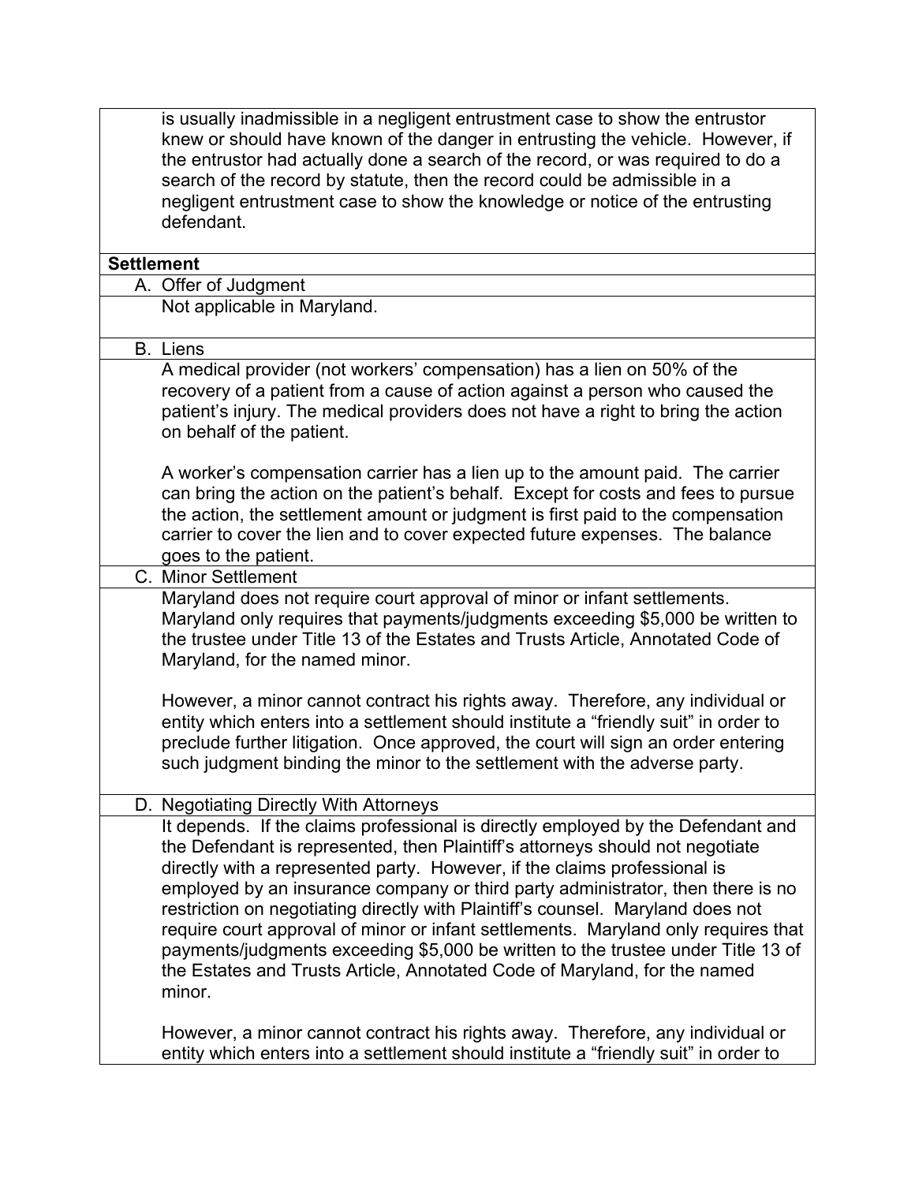is usually inadmissible in a negligent entrustment case to show the entrustor knew or should have known of the danger in entrusting the vehicle. However, if the entrustor had actually done a search of the record, or was required to do a search of the record by statute, then the record could be admissible in a negligent entrustment case to show the knowledge or notice of the entrusting defendant.

## Settlement

### A. Offer of Judgment

Not applicable in Maryland.

### B. Liens

A medical provider (not workers' compensation) has a lien on 50% of the recovery of a patient from a cause of action against a person who caused the patient's injury. The medical providers does not have a right to bring the action on behalf of the patient.

A worker's compensation carrier has a lien up to the amount paid. The carrier can bring the action on the patient's behalf. Except for costs and fees to pursue the action, the settlement amount or judgment is first paid to the compensation carrier to cover the lien and to cover expected future expenses. The balance goes to the patient.

### C. Minor Settlement

Maryland does not require court approval of minor or infant settlements. Maryland only requires that payments/judgments exceeding $5,000 be written to the trustee under Title 13 of the Estates and Trusts Article, Annotated Code of Maryland, for the named minor.

However, a minor cannot contract his rights away. Therefore, any individual or entity which enters into a settlement should institute a "friendly suit" in order to preclude further litigation. Once approved, the court will sign an order entering such judgment binding the minor to the settlement with the adverse party.

### D. Negotiating Directly With Attorneys

It depends. If the claims professional is directly employed by the Defendant and the Defendant is represented, then Plaintiff's attorneys should not negotiate directly with a represented party. However, if the claims professional is employed by an insurance company or third party administrator, then there is no restriction on negotiating directly with Plaintiff's counsel. Maryland does not require court approval of minor or infant settlements. Maryland only requires that payments/judgments exceeding $5,000 be written to the trustee under Title 13 of the Estates and Trusts Article, Annotated Code of Maryland, for the named minor.

However, a minor cannot contract his rights away. Therefore, any individual or entity which enters into a settlement should institute a "friendly suit" in order to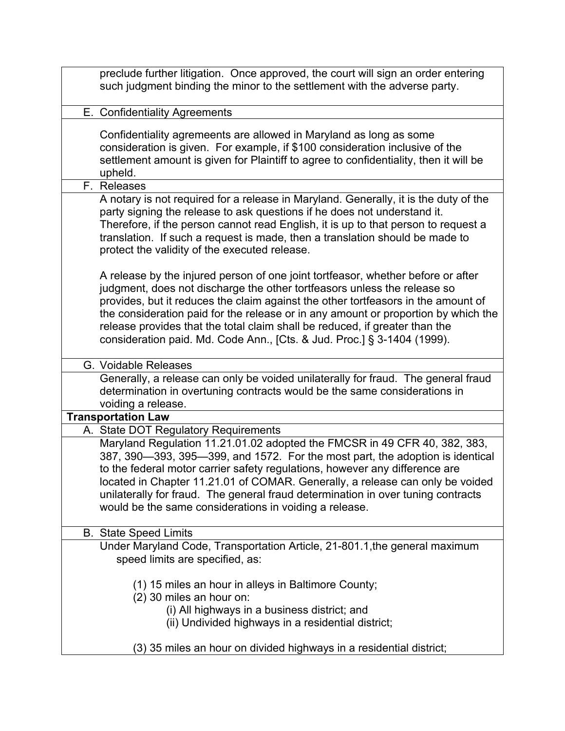preclude further litigation. Once approved, the court will sign an order entering such judgment binding the minor to the settlement with the adverse party.

### E. Confidentiality Agreements

Confidentiality agremeents are allowed in Maryland as long as some consideration is given. For example, if $100 consideration inclusive of the settlement amount is given for Plaintiff to agree to confidentiality, then it will be upheld.

### F. Releases

A notary is not required for a release in Maryland. Generally, it is the duty of the party signing the release to ask questions if he does not understand it. Therefore, if the person cannot read English, it is up to that person to request a translation. If such a request is made, then a translation should be made to protect the validity of the executed release.

A release by the injured person of one joint tortfeasor, whether before or after judgment, does not discharge the other tortfeasors unless the release so provides, but it reduces the claim against the other tortfeasors in the amount of the consideration paid for the release or in any amount or proportion by which the release provides that the total claim shall be reduced, if greater than the consideration paid. Md. Code Ann., [Cts. & Jud. Proc.] § 3-1404 (1999).

### G. Voidable Releases

Generally, a release can only be voided unilaterally for fraud. The general fraud determination in overtuning contracts would be the same considerations in voiding a release.

## Transportation Law

### A. State DOT Regulatory Requirements

Maryland Regulation 11.21.01.02 adopted the FMCSR in 49 CFR 40, 382, 383, 387, 390—393, 395—399, and 1572. For the most part, the adoption is identical to the federal motor carrier safety regulations, however any difference are located in Chapter 11.21.01 of COMAR. Generally, a release can only be voided unilaterally for fraud. The general fraud determination in over tuning contracts would be the same considerations in voiding a release.

### B. State Speed Limits

Under Maryland Code, Transportation Article, 21-801.1,the general maximum speed limits are specified, as:

(1) 15 miles an hour in alleys in Baltimore County;

(2) 30 miles an hour on:

- (i) All highways in a business district; and
- (ii) Undivided highways in a residential district;

(3) 35 miles an hour on divided highways in a residential district;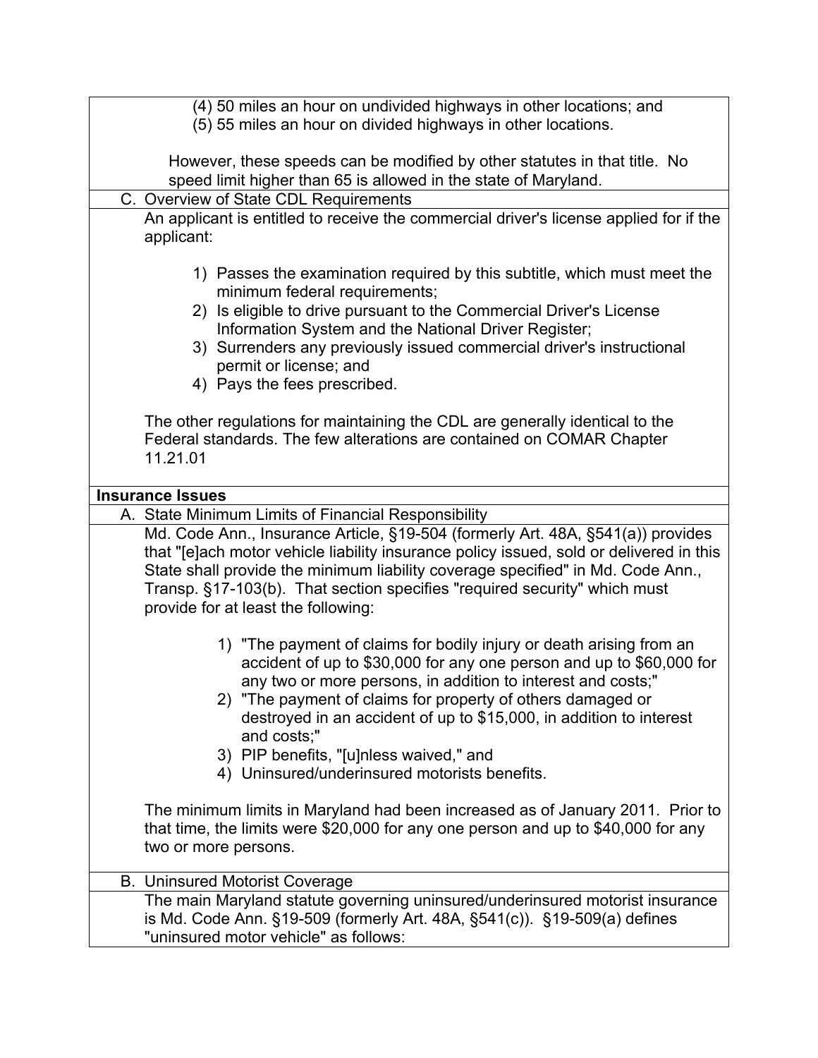(4) 50 miles an hour on undivided highways in other locations; and
(5) 55 miles an hour on divided highways in other locations.

However, these speeds can be modified by other statutes in that title. No speed limit higher than 65 is allowed in the state of Maryland.

C. Overview of State CDL Requirements

An applicant is entitled to receive the commercial driver's license applied for if the applicant:

1) Passes the examination required by this subtitle, which must meet the minimum federal requirements;
2) Is eligible to drive pursuant to the Commercial Driver's License Information System and the National Driver Register;
3) Surrenders any previously issued commercial driver's instructional permit or license; and
4) Pays the fees prescribed.

The other regulations for maintaining the CDL are generally identical to the Federal standards. The few alterations are contained on COMAR Chapter 11.21.01

**Insurance Issues**

A. State Minimum Limits of Financial Responsibility

Md. Code Ann., Insurance Article, §19-504 (formerly Art. 48A, §541(a)) provides that "[e]ach motor vehicle liability insurance policy issued, sold or delivered in this State shall provide the minimum liability coverage specified" in Md. Code Ann., Transp. §17-103(b). That section specifies "required security" which must provide for at least the following:

1) "The payment of claims for bodily injury or death arising from an accident of up to $30,000 for any one person and up to $60,000 for any two or more persons, in addition to interest and costs;"
2) "The payment of claims for property of others damaged or destroyed in an accident of up to $15,000, in addition to interest and costs;"
3) PIP benefits, "[u]nless waived," and
4) Uninsured/underinsured motorists benefits.

The minimum limits in Maryland had been increased as of January 2011. Prior to that time, the limits were $20,000 for any one person and up to $40,000 for any two or more persons.

B. Uninsured Motorist Coverage

The main Maryland statute governing uninsured/underinsured motorist insurance is Md. Code Ann. §19-509 (formerly Art. 48A, §541(c)). §19-509(a) defines "uninsured motor vehicle" as follows: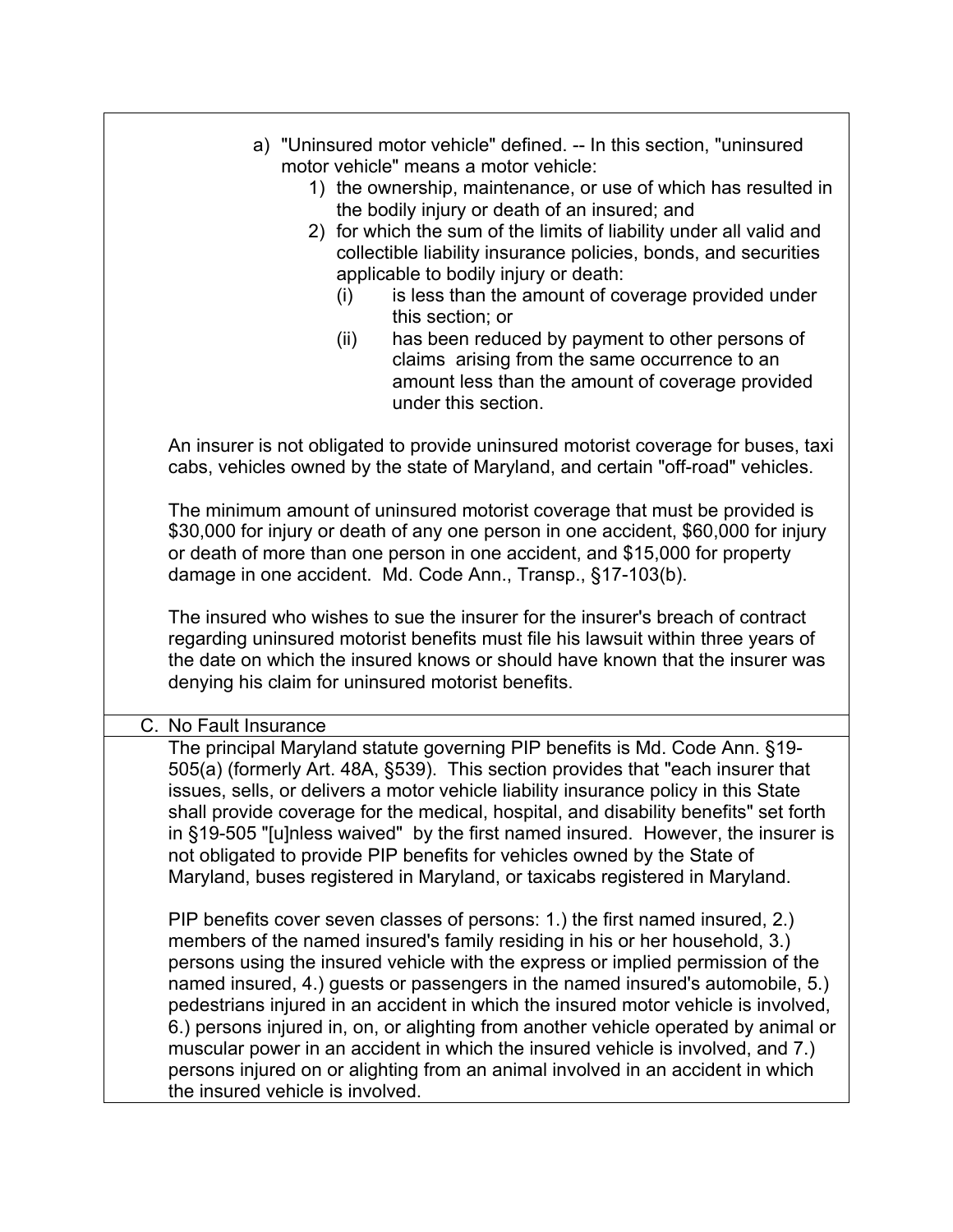a) "Uninsured motor vehicle" defined. -- In this section, "uninsured motor vehicle" means a motor vehicle:
   1) the ownership, maintenance, or use of which has resulted in the bodily injury or death of an insured; and
   2) for which the sum of the limits of liability under all valid and collectible liability insurance policies, bonds, and securities applicable to bodily injury or death:
      (i) is less than the amount of coverage provided under this section; or
      (ii) has been reduced by payment to other persons of claims arising from the same occurrence to an amount less than the amount of coverage provided under this section.

An insurer is not obligated to provide uninsured motorist coverage for buses, taxi cabs, vehicles owned by the state of Maryland, and certain "off-road" vehicles.

The minimum amount of uninsured motorist coverage that must be provided is $30,000 for injury or death of any one person in one accident, $60,000 for injury or death of more than one person in one accident, and $15,000 for property damage in one accident. Md. Code Ann., Transp., §17-103(b).

The insured who wishes to sue the insurer for the insurer's breach of contract regarding uninsured motorist benefits must file his lawsuit within three years of the date on which the insured knows or should have known that the insurer was denying his claim for uninsured motorist benefits.

## C. No Fault Insurance

The principal Maryland statute governing PIP benefits is Md. Code Ann. §19-505(a) (formerly Art. 48A, §539). This section provides that "each insurer that issues, sells, or delivers a motor vehicle liability insurance policy in this State shall provide coverage for the medical, hospital, and disability benefits" set forth in §19-505 "[u]nless waived" by the first named insured. However, the insurer is not obligated to provide PIP benefits for vehicles owned by the State of Maryland, buses registered in Maryland, or taxicabs registered in Maryland.

PIP benefits cover seven classes of persons: 1.) the first named insured, 2.) members of the named insured's family residing in his or her household, 3.) persons using the insured vehicle with the express or implied permission of the named insured, 4.) guests or passengers in the named insured's automobile, 5.) pedestrians injured in an accident in which the insured motor vehicle is involved, 6.) persons injured in, on, or alighting from another vehicle operated by animal or muscular power in an accident in which the insured vehicle is involved, and 7.) persons injured on or alighting from an animal involved in an accident in which the insured vehicle is involved.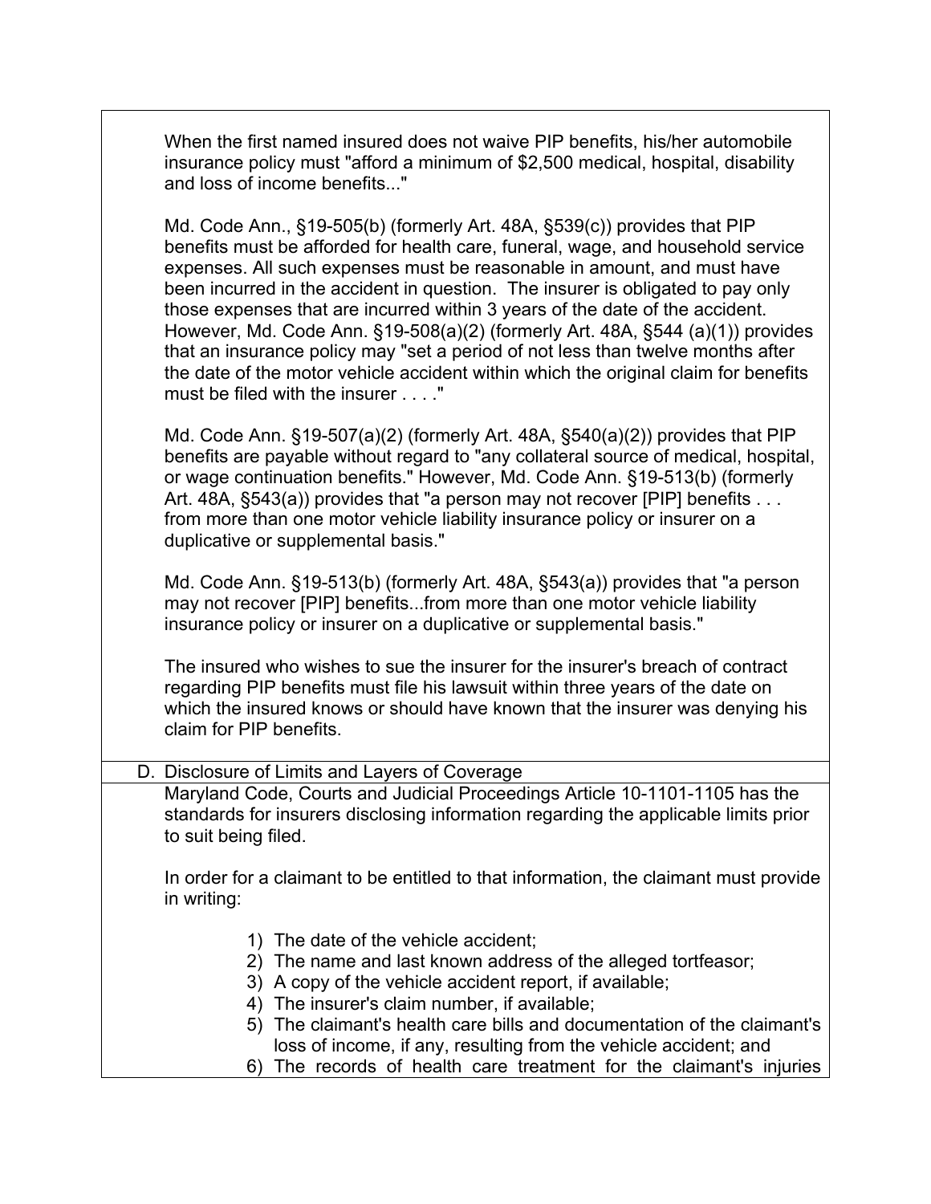When the first named insured does not waive PIP benefits, his/her automobile insurance policy must "afford a minimum of $2,500 medical, hospital, disability and loss of income benefits..."

Md. Code Ann., §19-505(b) (formerly Art. 48A, §539(c)) provides that PIP benefits must be afforded for health care, funeral, wage, and household service expenses. All such expenses must be reasonable in amount, and must have been incurred in the accident in question. The insurer is obligated to pay only those expenses that are incurred within 3 years of the date of the accident. However, Md. Code Ann. §19-508(a)(2) (formerly Art. 48A, §544 (a)(1)) provides that an insurance policy may "set a period of not less than twelve months after the date of the motor vehicle accident within which the original claim for benefits must be filed with the insurer . . . ."

Md. Code Ann. §19-507(a)(2) (formerly Art. 48A, §540(a)(2)) provides that PIP benefits are payable without regard to "any collateral source of medical, hospital, or wage continuation benefits." However, Md. Code Ann. §19-513(b) (formerly Art. 48A, §543(a)) provides that "a person may not recover [PIP] benefits . . . from more than one motor vehicle liability insurance policy or insurer on a duplicative or supplemental basis."

Md. Code Ann. §19-513(b) (formerly Art. 48A, §543(a)) provides that "a person may not recover [PIP] benefits...from more than one motor vehicle liability insurance policy or insurer on a duplicative or supplemental basis."

The insured who wishes to sue the insurer for the insurer's breach of contract regarding PIP benefits must file his lawsuit within three years of the date on which the insured knows or should have known that the insurer was denying his claim for PIP benefits.

## D. Disclosure of Limits and Layers of Coverage

Maryland Code, Courts and Judicial Proceedings Article 10-1101-1105 has the standards for insurers disclosing information regarding the applicable limits prior to suit being filed.

In order for a claimant to be entitled to that information, the claimant must provide in writing:

1) The date of the vehicle accident;
2) The name and last known address of the alleged tortfeasor;
3) A copy of the vehicle accident report, if available;
4) The insurer's claim number, if available;
5) The claimant's health care bills and documentation of the claimant's loss of income, if any, resulting from the vehicle accident; and
6) The records of health care treatment for the claimant's injuries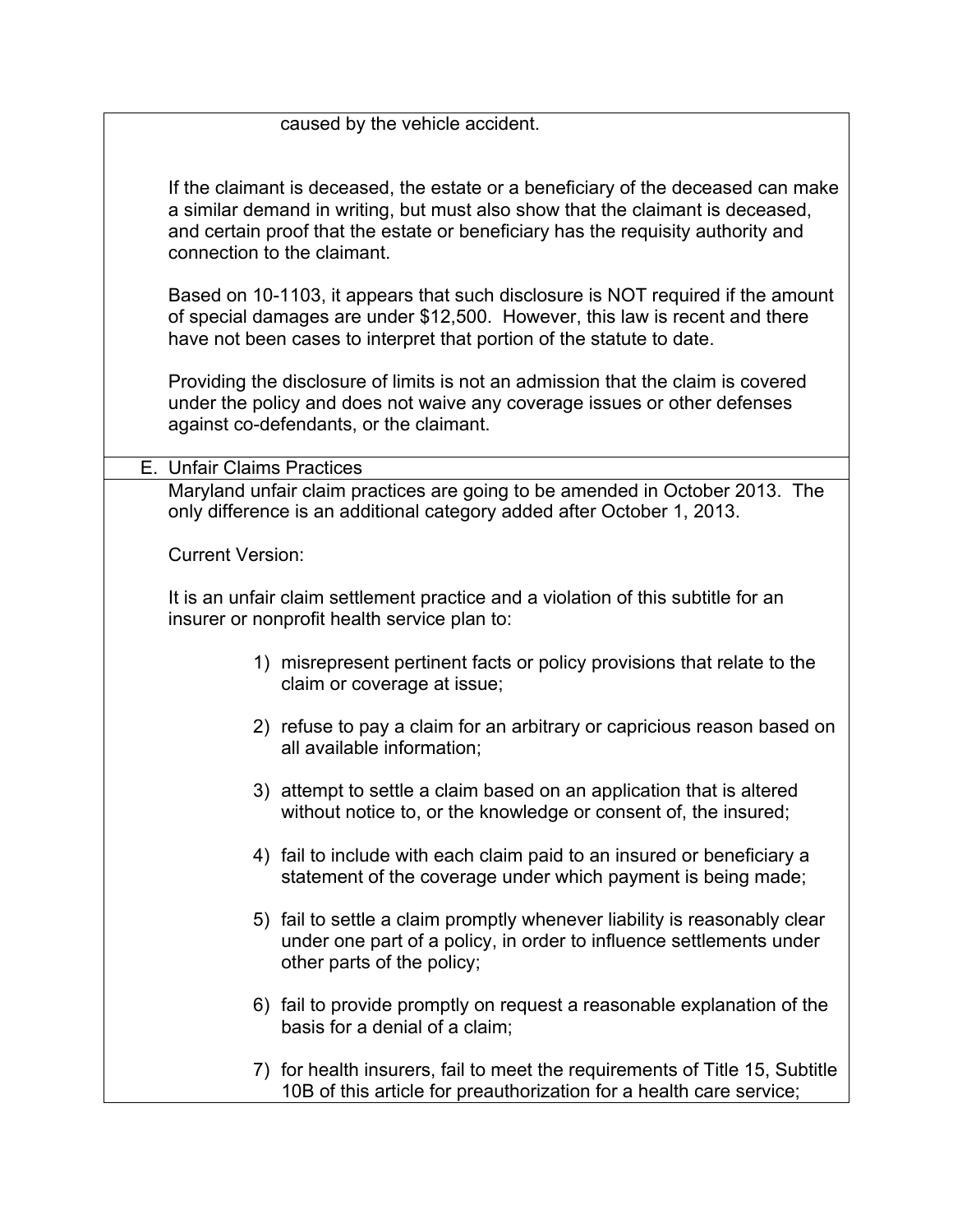caused by the vehicle accident.

If the claimant is deceased, the estate or a beneficiary of the deceased can make a similar demand in writing, but must also show that the claimant is deceased, and certain proof that the estate or beneficiary has the requisity authority and connection to the claimant.

Based on 10-1103, it appears that such disclosure is NOT required if the amount of special damages are under $12,500. However, this law is recent and there have not been cases to interpret that portion of the statute to date.

Providing the disclosure of limits is not an admission that the claim is covered under the policy and does not waive any coverage issues or other defenses against co-defendants, or the claimant.

E. Unfair Claims Practices

Maryland unfair claim practices are going to be amended in October 2013. The only difference is an additional category added after October 1, 2013.

Current Version:

It is an unfair claim settlement practice and a violation of this subtitle for an insurer or nonprofit health service plan to:

1) misrepresent pertinent facts or policy provisions that relate to the claim or coverage at issue;
2) refuse to pay a claim for an arbitrary or capricious reason based on all available information;
3) attempt to settle a claim based on an application that is altered without notice to, or the knowledge or consent of, the insured;
4) fail to include with each claim paid to an insured or beneficiary a statement of the coverage under which payment is being made;
5) fail to settle a claim promptly whenever liability is reasonably clear under one part of a policy, in order to influence settlements under other parts of the policy;
6) fail to provide promptly on request a reasonable explanation of the basis for a denial of a claim;
7) for health insurers, fail to meet the requirements of Title 15, Subtitle 10B of this article for preauthorization for a health care service;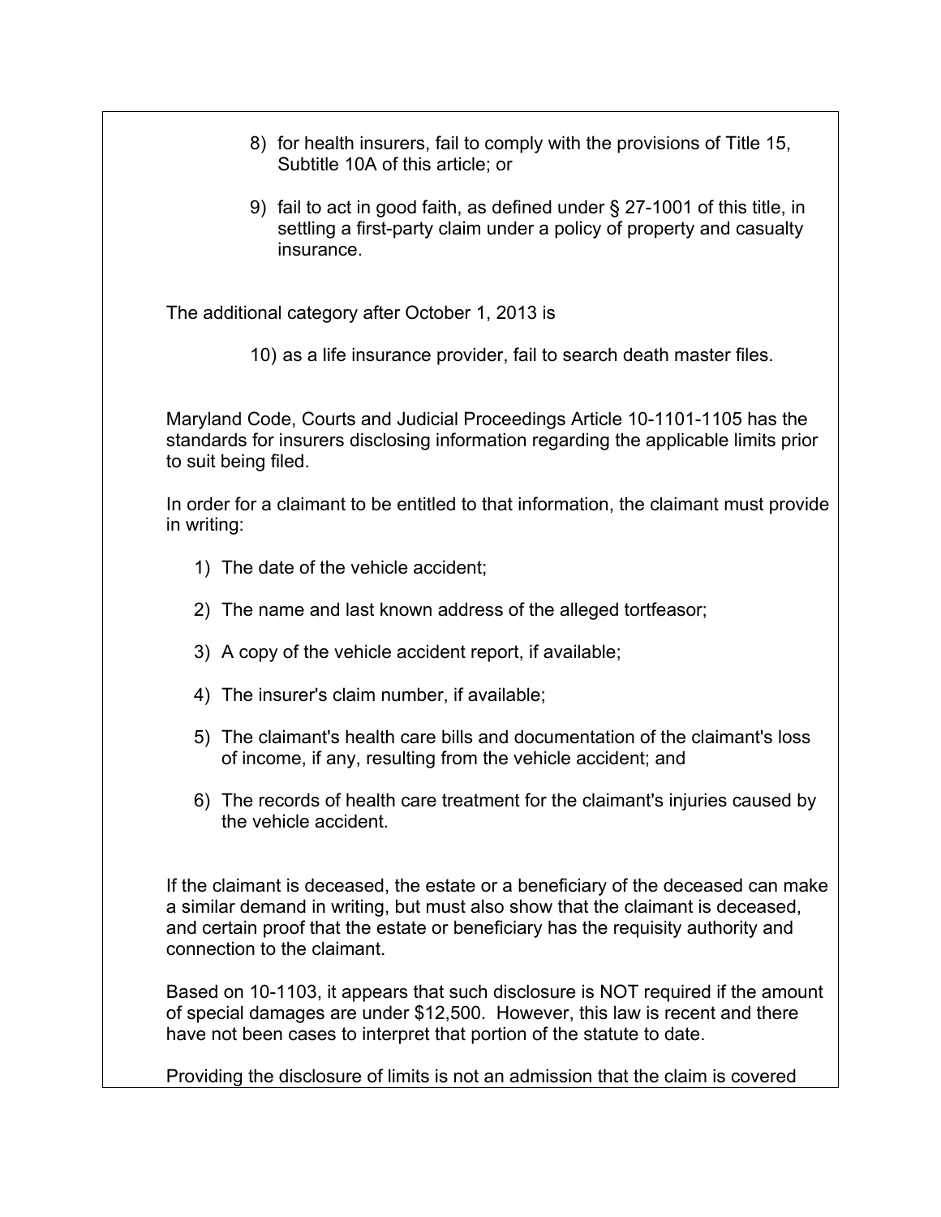8) for health insurers, fail to comply with the provisions of Title 15, Subtitle 10A of this article; or

9) fail to act in good faith, as defined under § 27-1001 of this title, in settling a first-party claim under a policy of property and casualty insurance.

The additional category after October 1, 2013 is

10) as a life insurance provider, fail to search death master files.

Maryland Code, Courts and Judicial Proceedings Article 10-1101-1105 has the standards for insurers disclosing information regarding the applicable limits prior to suit being filed.

In order for a claimant to be entitled to that information, the claimant must provide in writing:

1) The date of the vehicle accident;

2) The name and last known address of the alleged tortfeasor;

3) A copy of the vehicle accident report, if available;

4) The insurer's claim number, if available;

5) The claimant's health care bills and documentation of the claimant's loss of income, if any, resulting from the vehicle accident; and

6) The records of health care treatment for the claimant's injuries caused by the vehicle accident.

If the claimant is deceased, the estate or a beneficiary of the deceased can make a similar demand in writing, but must also show that the claimant is deceased, and certain proof that the estate or beneficiary has the requisity authority and connection to the claimant.

Based on 10-1103, it appears that such disclosure is NOT required if the amount of special damages are under $12,500. However, this law is recent and there have not been cases to interpret that portion of the statute to date.

Providing the disclosure of limits is not an admission that the claim is covered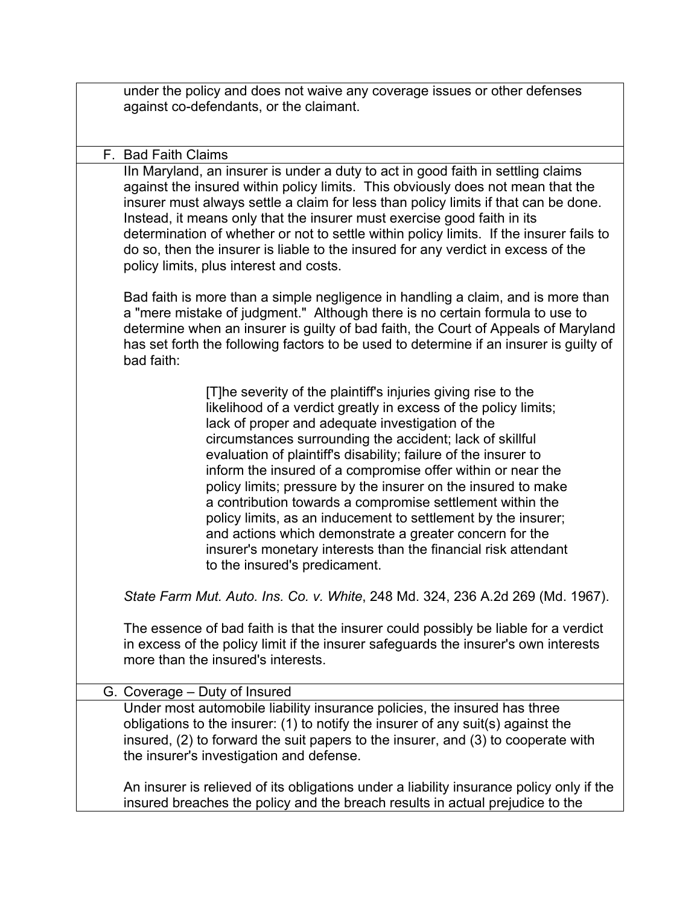under the policy and does not waive any coverage issues or other defenses against co-defendants, or the claimant.

### F. Bad Faith Claims

IIn Maryland, an insurer is under a duty to act in good faith in settling claims against the insured within policy limits. This obviously does not mean that the insurer must always settle a claim for less than policy limits if that can be done. Instead, it means only that the insurer must exercise good faith in its determination of whether or not to settle within policy limits. If the insurer fails to do so, then the insurer is liable to the insured for any verdict in excess of the policy limits, plus interest and costs.

Bad faith is more than a simple negligence in handling a claim, and is more than a "mere mistake of judgment." Although there is no certain formula to use to determine when an insurer is guilty of bad faith, the Court of Appeals of Maryland has set forth the following factors to be used to determine if an insurer is guilty of bad faith:

> [T]he severity of the plaintiff's injuries giving rise to the likelihood of a verdict greatly in excess of the policy limits; lack of proper and adequate investigation of the circumstances surrounding the accident; lack of skillful evaluation of plaintiff's disability; failure of the insurer to inform the insured of a compromise offer within or near the policy limits; pressure by the insurer on the insured to make a contribution towards a compromise settlement within the policy limits, as an inducement to settlement by the insurer; and actions which demonstrate a greater concern for the insurer's monetary interests than the financial risk attendant to the insured's predicament.

*State Farm Mut. Auto. Ins. Co. v. White*, 248 Md. 324, 236 A.2d 269 (Md. 1967).

The essence of bad faith is that the insurer could possibly be liable for a verdict in excess of the policy limit if the insurer safeguards the insurer's own interests more than the insured's interests.

### G. Coverage – Duty of Insured

Under most automobile liability insurance policies, the insured has three obligations to the insurer: (1) to notify the insurer of any suit(s) against the insured, (2) to forward the suit papers to the insurer, and (3) to cooperate with the insurer's investigation and defense.

An insurer is relieved of its obligations under a liability insurance policy only if the insured breaches the policy and the breach results in actual prejudice to the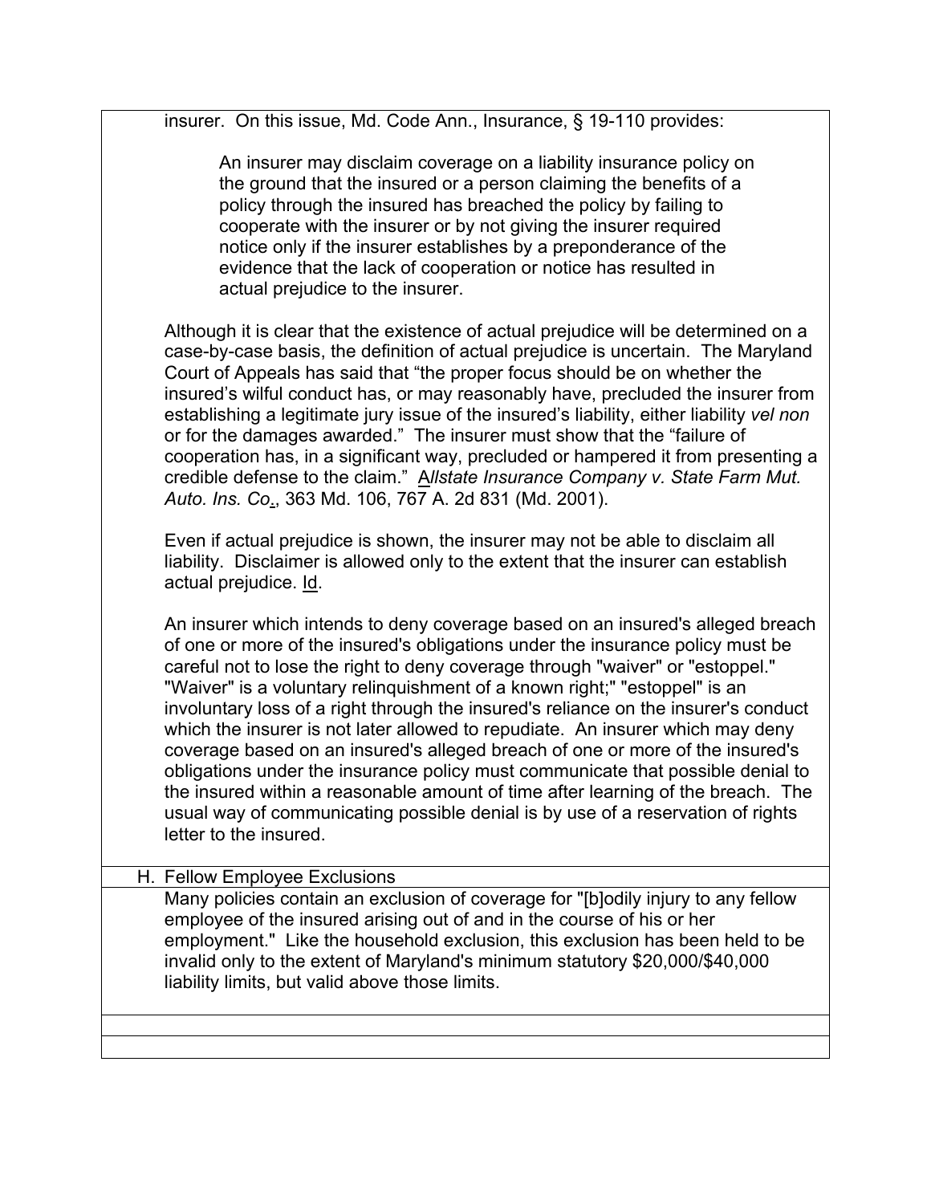insurer. On this issue, Md. Code Ann., Insurance, § 19-110 provides:

> An insurer may disclaim coverage on a liability insurance policy on the ground that the insured or a person claiming the benefits of a policy through the insured has breached the policy by failing to cooperate with the insurer or by not giving the insurer required notice only if the insurer establishes by a preponderance of the evidence that the lack of cooperation or notice has resulted in actual prejudice to the insurer.

Although it is clear that the existence of actual prejudice will be determined on a case-by-case basis, the definition of actual prejudice is uncertain. The Maryland Court of Appeals has said that "the proper focus should be on whether the insured's wilful conduct has, or may reasonably have, precluded the insurer from establishing a legitimate jury issue of the insured's liability, either liability *vel non* or for the damages awarded." The insurer must show that the "failure of cooperation has, in a significant way, precluded or hampered it from presenting a credible defense to the claim." *Allstate Insurance Company v. State Farm Mut. Auto. Ins. Co.*, 363 Md. 106, 767 A. 2d 831 (Md. 2001).

Even if actual prejudice is shown, the insurer may not be able to disclaim all liability. Disclaimer is allowed only to the extent that the insurer can establish actual prejudice. Id.

An insurer which intends to deny coverage based on an insured's alleged breach of one or more of the insured's obligations under the insurance policy must be careful not to lose the right to deny coverage through "waiver" or "estoppel." "Waiver" is a voluntary relinquishment of a known right;" "estoppel" is an involuntary loss of a right through the insured's reliance on the insurer's conduct which the insurer is not later allowed to repudiate. An insurer which may deny coverage based on an insured's alleged breach of one or more of the insured's obligations under the insurance policy must communicate that possible denial to the insured within a reasonable amount of time after learning of the breach. The usual way of communicating possible denial is by use of a reservation of rights letter to the insured.

## H. Fellow Employee Exclusions

Many policies contain an exclusion of coverage for "[b]odily injury to any fellow employee of the insured arising out of and in the course of his or her employment." Like the household exclusion, this exclusion has been held to be invalid only to the extent of Maryland's minimum statutory $20,000/$40,000 liability limits, but valid above those limits.